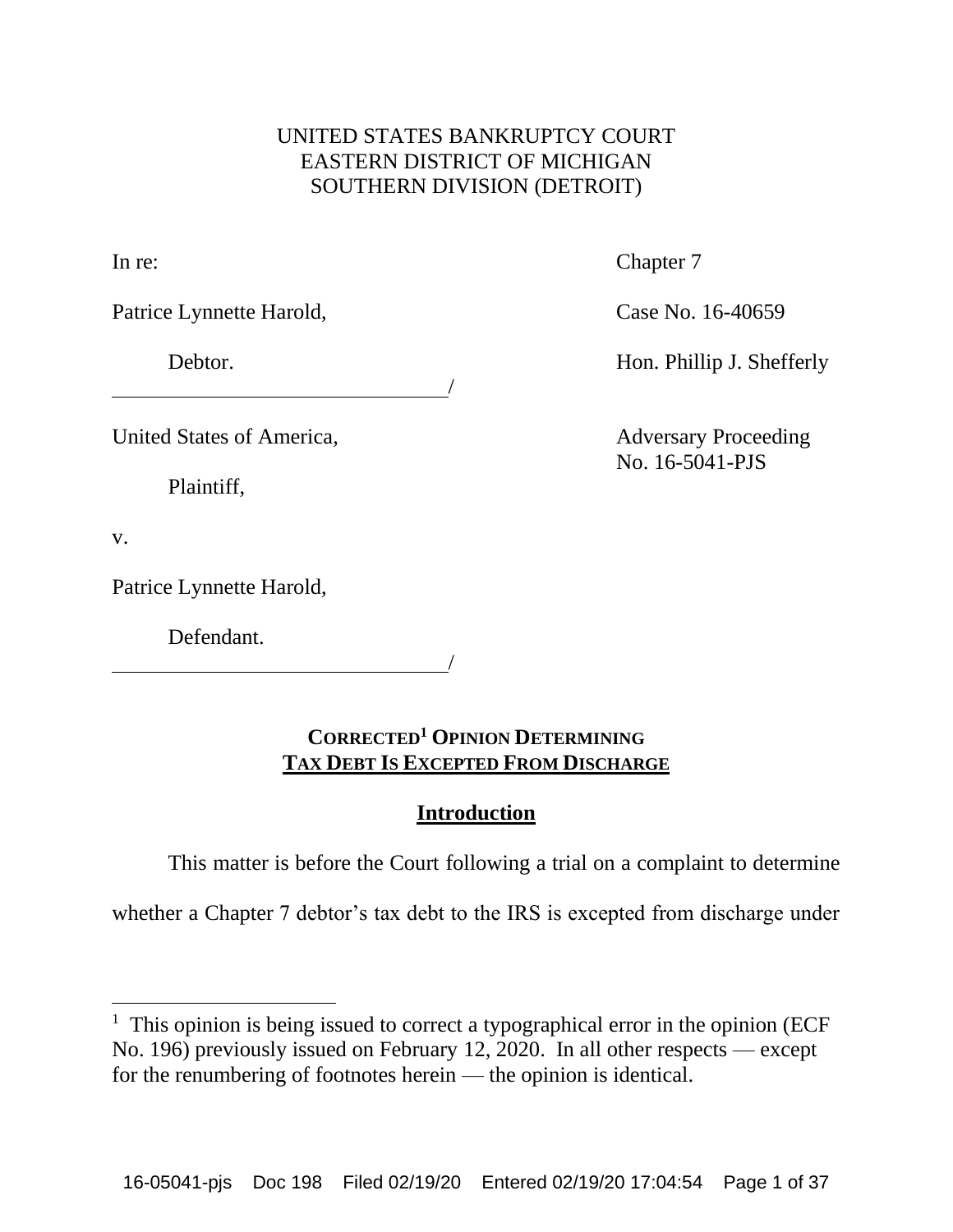UNITED STATES BANKRUPTCY COURT
EASTERN DISTRICT OF MICHIGAN
SOUTHERN DIVISION (DETROIT)

| | |
|---|---|
| In re: | Chapter 7 |
| Patrice Lynnette Harold, | Case No. 16-40659 |
| Debtor. / | Hon. Phillip J. Shefferly |
| United States of America, | Adversary Proceeding No. 16-5041-PJS |
| Plaintiff, | |
| v. | |
| Patrice Lynnette Harold, | |
| Defendant. / | |

## CORRECTED[1] OPINION DETERMINING TAX DEBT IS EXCEPTED FROM DISCHARGE

### Introduction

This matter is before the Court following a trial on a complaint to determine whether a Chapter 7 debtor's tax debt to the IRS is excepted from discharge under

[1] This opinion is being issued to correct a typographical error in the opinion (ECF No. 196) previously issued on February 12, 2020. In all other respects — except for the renumbering of footnotes herein — the opinion is identical.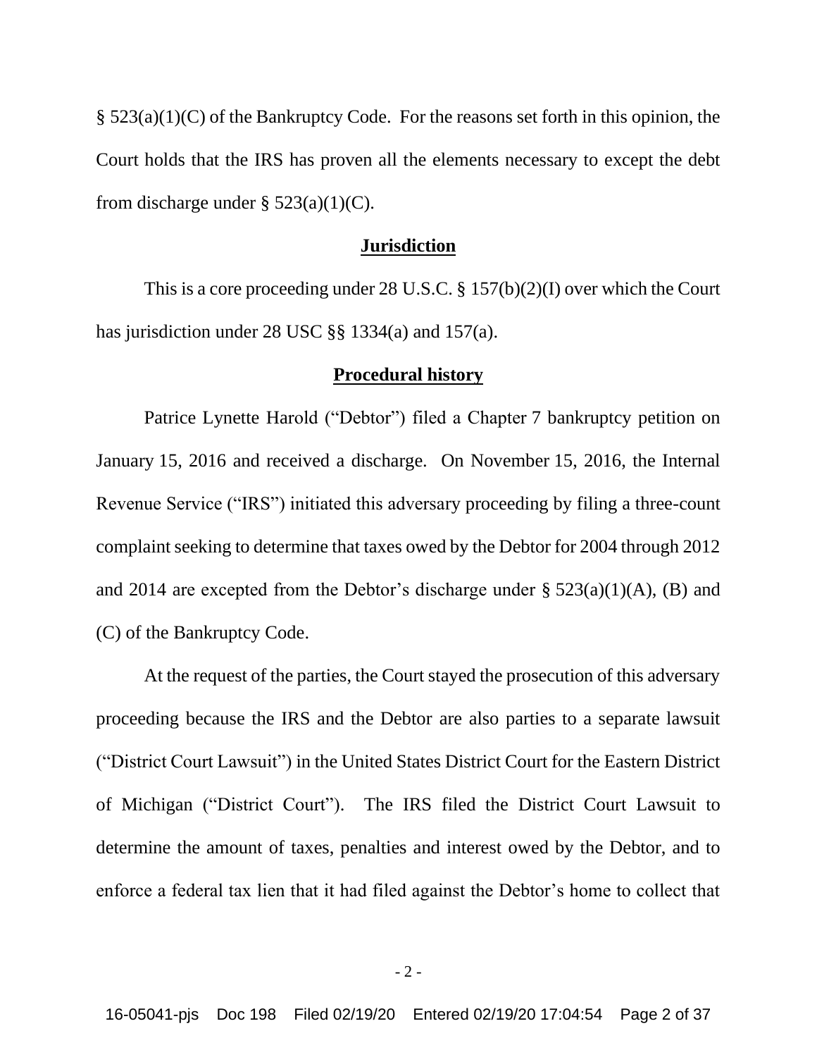§ 523(a)(1)(C) of the Bankruptcy Code. For the reasons set forth in this opinion, the Court holds that the IRS has proven all the elements necessary to except the debt from discharge under § 523(a)(1)(C).

## Jurisdiction

This is a core proceeding under 28 U.S.C. § 157(b)(2)(I) over which the Court has jurisdiction under 28 USC §§ 1334(a) and 157(a).

## Procedural history

Patrice Lynette Harold ("Debtor") filed a Chapter 7 bankruptcy petition on January 15, 2016 and received a discharge. On November 15, 2016, the Internal Revenue Service ("IRS") initiated this adversary proceeding by filing a three-count complaint seeking to determine that taxes owed by the Debtor for 2004 through 2012 and 2014 are excepted from the Debtor's discharge under § 523(a)(1)(A), (B) and (C) of the Bankruptcy Code.

At the request of the parties, the Court stayed the prosecution of this adversary proceeding because the IRS and the Debtor are also parties to a separate lawsuit ("District Court Lawsuit") in the United States District Court for the Eastern District of Michigan ("District Court"). The IRS filed the District Court Lawsuit to determine the amount of taxes, penalties and interest owed by the Debtor, and to enforce a federal tax lien that it had filed against the Debtor's home to collect that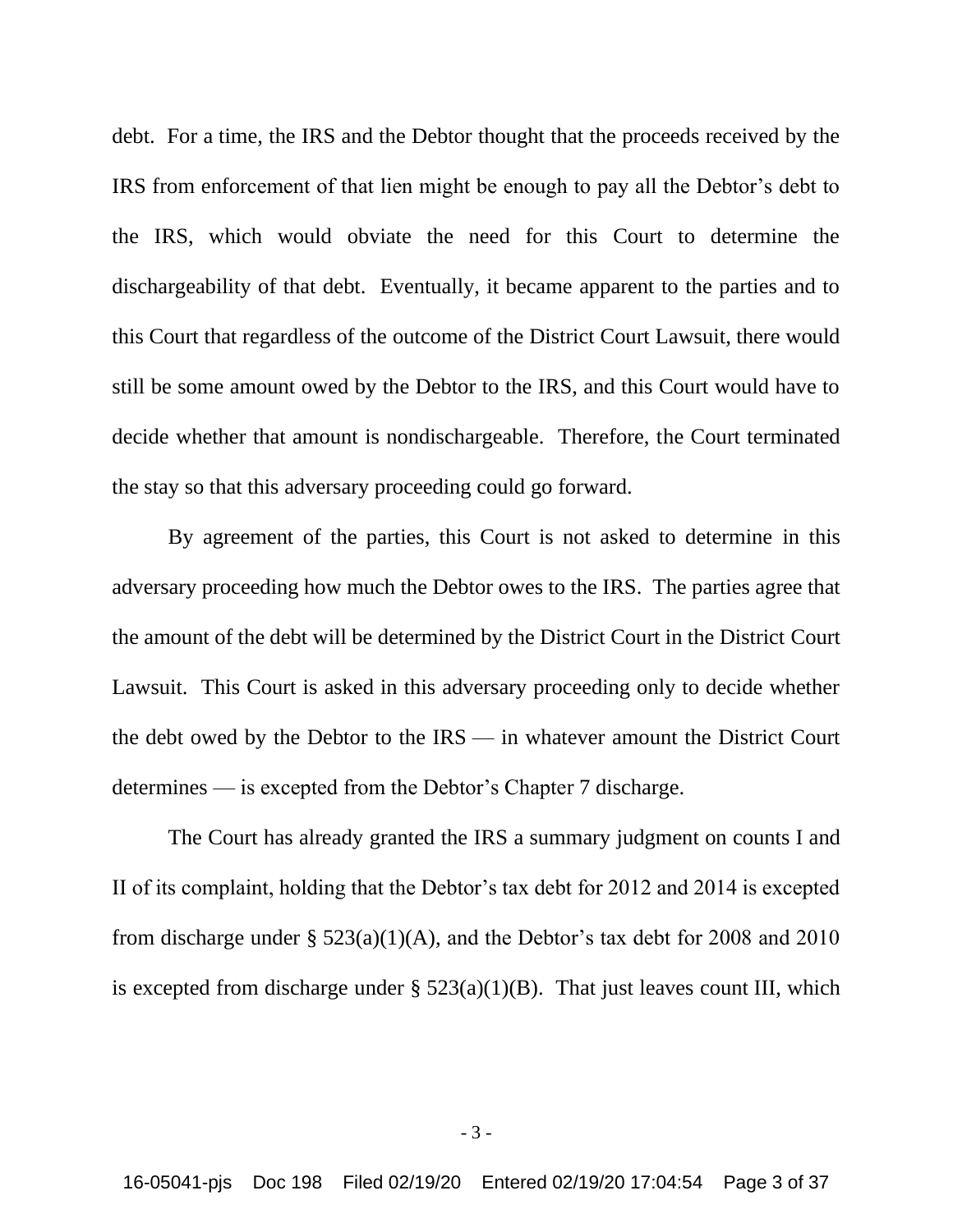debt. For a time, the IRS and the Debtor thought that the proceeds received by the IRS from enforcement of that lien might be enough to pay all the Debtor's debt to the IRS, which would obviate the need for this Court to determine the dischargeability of that debt. Eventually, it became apparent to the parties and to this Court that regardless of the outcome of the District Court Lawsuit, there would still be some amount owed by the Debtor to the IRS, and this Court would have to decide whether that amount is nondischargeable. Therefore, the Court terminated the stay so that this adversary proceeding could go forward.

By agreement of the parties, this Court is not asked to determine in this adversary proceeding how much the Debtor owes to the IRS. The parties agree that the amount of the debt will be determined by the District Court in the District Court Lawsuit. This Court is asked in this adversary proceeding only to decide whether the debt owed by the Debtor to the IRS — in whatever amount the District Court determines — is excepted from the Debtor's Chapter 7 discharge.

The Court has already granted the IRS a summary judgment on counts I and II of its complaint, holding that the Debtor's tax debt for 2012 and 2014 is excepted from discharge under § 523(a)(1)(A), and the Debtor's tax debt for 2008 and 2010 is excepted from discharge under § 523(a)(1)(B). That just leaves count III, which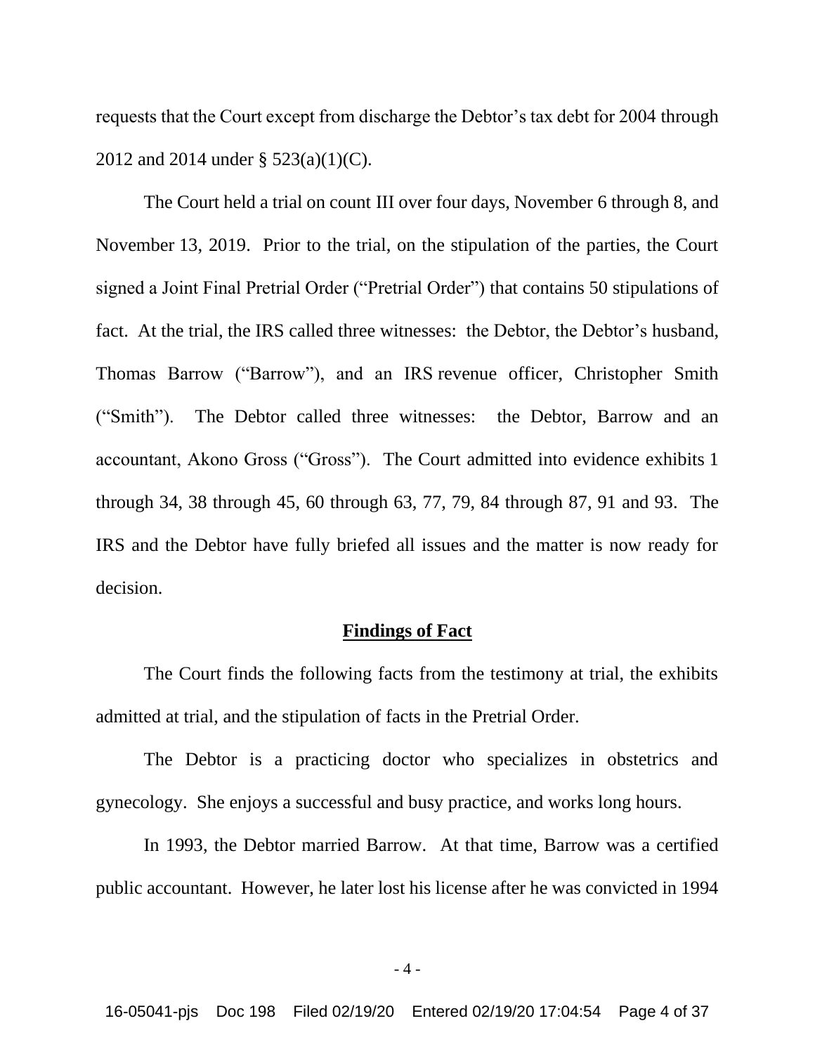requests that the Court except from discharge the Debtor's tax debt for 2004 through 2012 and 2014 under § 523(a)(1)(C).

The Court held a trial on count III over four days, November 6 through 8, and November 13, 2019. Prior to the trial, on the stipulation of the parties, the Court signed a Joint Final Pretrial Order ("Pretrial Order") that contains 50 stipulations of fact. At the trial, the IRS called three witnesses: the Debtor, the Debtor's husband, Thomas Barrow ("Barrow"), and an IRS revenue officer, Christopher Smith ("Smith"). The Debtor called three witnesses: the Debtor, Barrow and an accountant, Akono Gross ("Gross"). The Court admitted into evidence exhibits 1 through 34, 38 through 45, 60 through 63, 77, 79, 84 through 87, 91 and 93. The IRS and the Debtor have fully briefed all issues and the matter is now ready for decision.

## Findings of Fact

The Court finds the following facts from the testimony at trial, the exhibits admitted at trial, and the stipulation of facts in the Pretrial Order.

The Debtor is a practicing doctor who specializes in obstetrics and gynecology. She enjoys a successful and busy practice, and works long hours.

In 1993, the Debtor married Barrow. At that time, Barrow was a certified public accountant. However, he later lost his license after he was convicted in 1994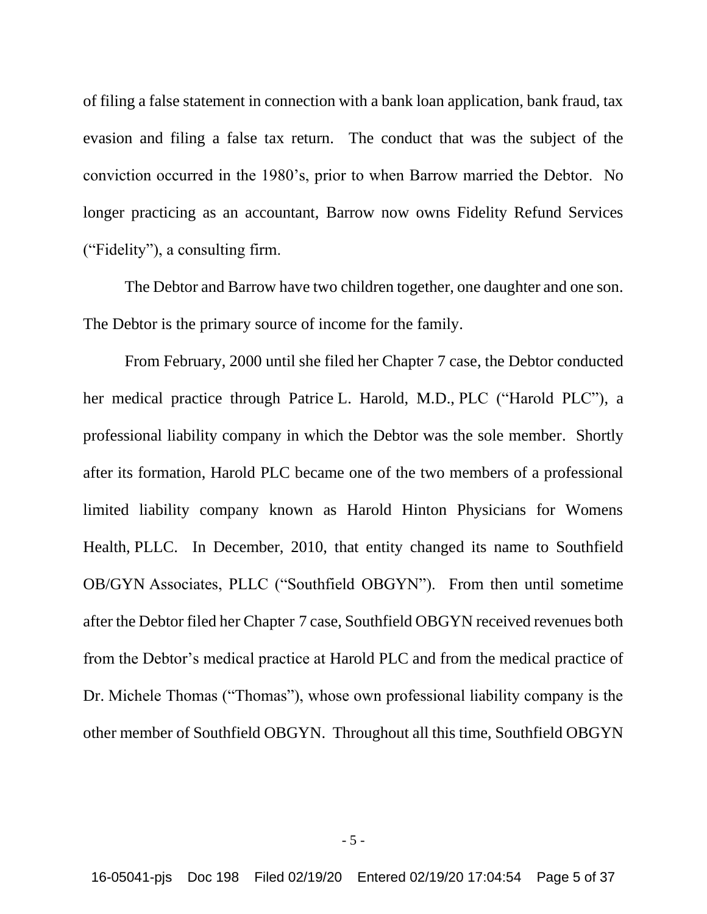of filing a false statement in connection with a bank loan application, bank fraud, tax evasion and filing a false tax return. The conduct that was the subject of the conviction occurred in the 1980's, prior to when Barrow married the Debtor. No longer practicing as an accountant, Barrow now owns Fidelity Refund Services ("Fidelity"), a consulting firm.

The Debtor and Barrow have two children together, one daughter and one son. The Debtor is the primary source of income for the family.

From February, 2000 until she filed her Chapter 7 case, the Debtor conducted her medical practice through Patrice L. Harold, M.D., PLC ("Harold PLC"), a professional liability company in which the Debtor was the sole member. Shortly after its formation, Harold PLC became one of the two members of a professional limited liability company known as Harold Hinton Physicians for Womens Health, PLLC. In December, 2010, that entity changed its name to Southfield OB/GYN Associates, PLLC ("Southfield OBGYN"). From then until sometime after the Debtor filed her Chapter 7 case, Southfield OBGYN received revenues both from the Debtor's medical practice at Harold PLC and from the medical practice of Dr. Michele Thomas ("Thomas"), whose own professional liability company is the other member of Southfield OBGYN. Throughout all this time, Southfield OBGYN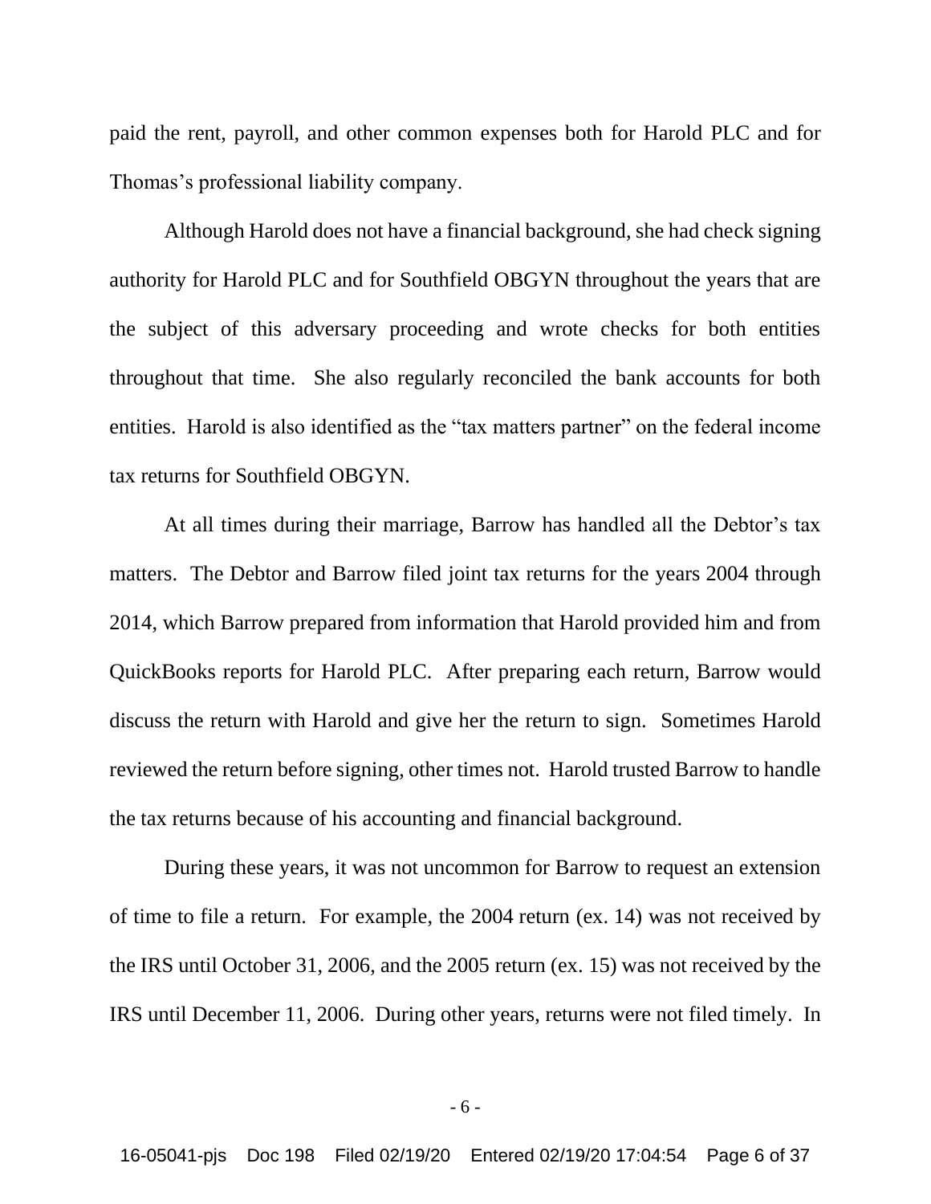paid the rent, payroll, and other common expenses both for Harold PLC and for Thomas's professional liability company.

Although Harold does not have a financial background, she had check signing authority for Harold PLC and for Southfield OBGYN throughout the years that are the subject of this adversary proceeding and wrote checks for both entities throughout that time. She also regularly reconciled the bank accounts for both entities. Harold is also identified as the "tax matters partner" on the federal income tax returns for Southfield OBGYN.

At all times during their marriage, Barrow has handled all the Debtor's tax matters. The Debtor and Barrow filed joint tax returns for the years 2004 through 2014, which Barrow prepared from information that Harold provided him and from QuickBooks reports for Harold PLC. After preparing each return, Barrow would discuss the return with Harold and give her the return to sign. Sometimes Harold reviewed the return before signing, other times not. Harold trusted Barrow to handle the tax returns because of his accounting and financial background.

During these years, it was not uncommon for Barrow to request an extension of time to file a return. For example, the 2004 return (ex. 14) was not received by the IRS until October 31, 2006, and the 2005 return (ex. 15) was not received by the IRS until December 11, 2006. During other years, returns were not filed timely. In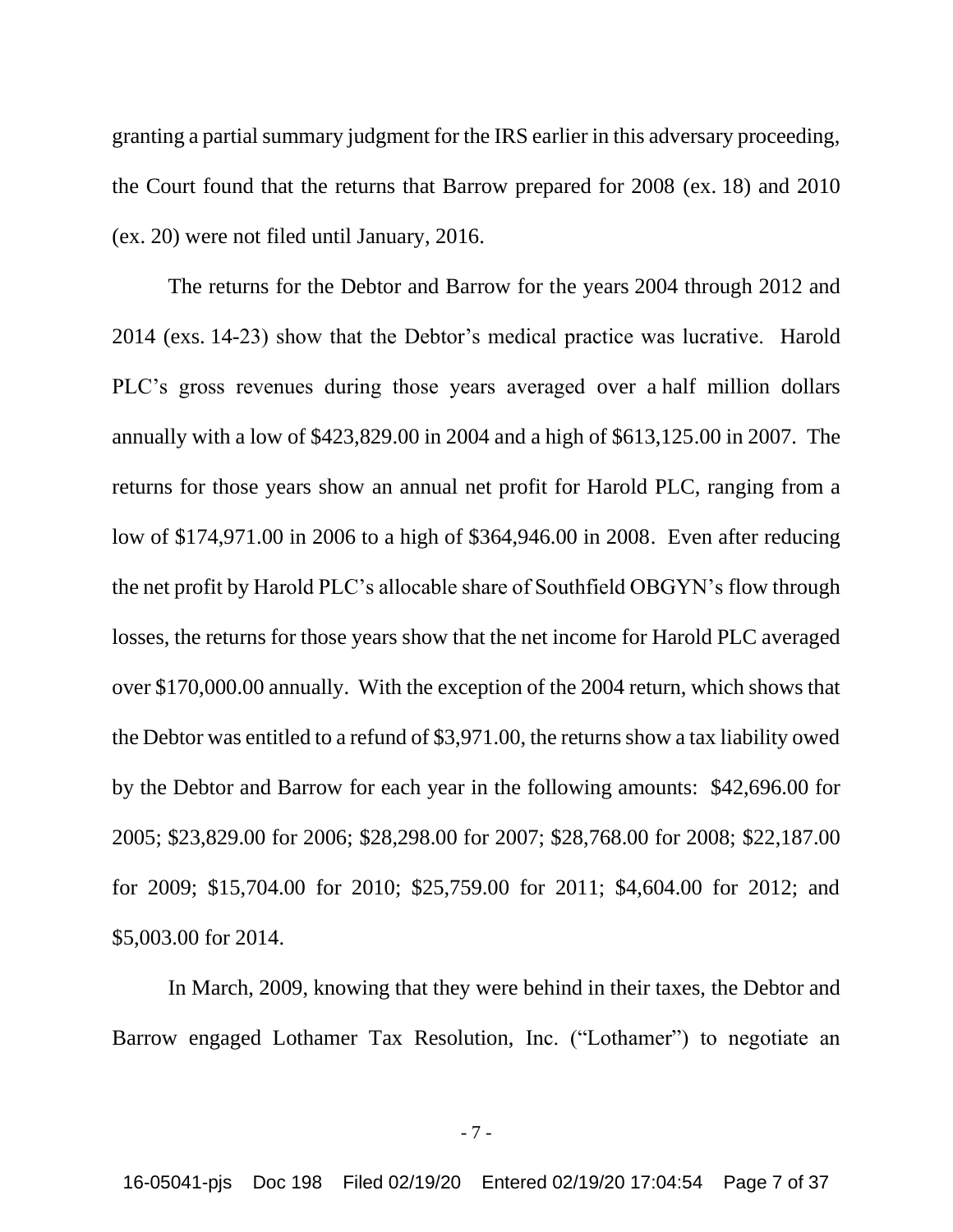granting a partial summary judgment for the IRS earlier in this adversary proceeding, the Court found that the returns that Barrow prepared for 2008 (ex. 18) and 2010 (ex. 20) were not filed until January, 2016.

The returns for the Debtor and Barrow for the years 2004 through 2012 and 2014 (exs. 14-23) show that the Debtor's medical practice was lucrative. Harold PLC's gross revenues during those years averaged over a half million dollars annually with a low of $423,829.00 in 2004 and a high of $613,125.00 in 2007. The returns for those years show an annual net profit for Harold PLC, ranging from a low of $174,971.00 in 2006 to a high of $364,946.00 in 2008. Even after reducing the net profit by Harold PLC's allocable share of Southfield OBGYN's flow through losses, the returns for those years show that the net income for Harold PLC averaged over $170,000.00 annually. With the exception of the 2004 return, which shows that the Debtor was entitled to a refund of $3,971.00, the returns show a tax liability owed by the Debtor and Barrow for each year in the following amounts: $42,696.00 for 2005; $23,829.00 for 2006; $28,298.00 for 2007; $28,768.00 for 2008; $22,187.00 for 2009; $15,704.00 for 2010; $25,759.00 for 2011; $4,604.00 for 2012; and $5,003.00 for 2014.

In March, 2009, knowing that they were behind in their taxes, the Debtor and Barrow engaged Lothamer Tax Resolution, Inc. ("Lothamer") to negotiate an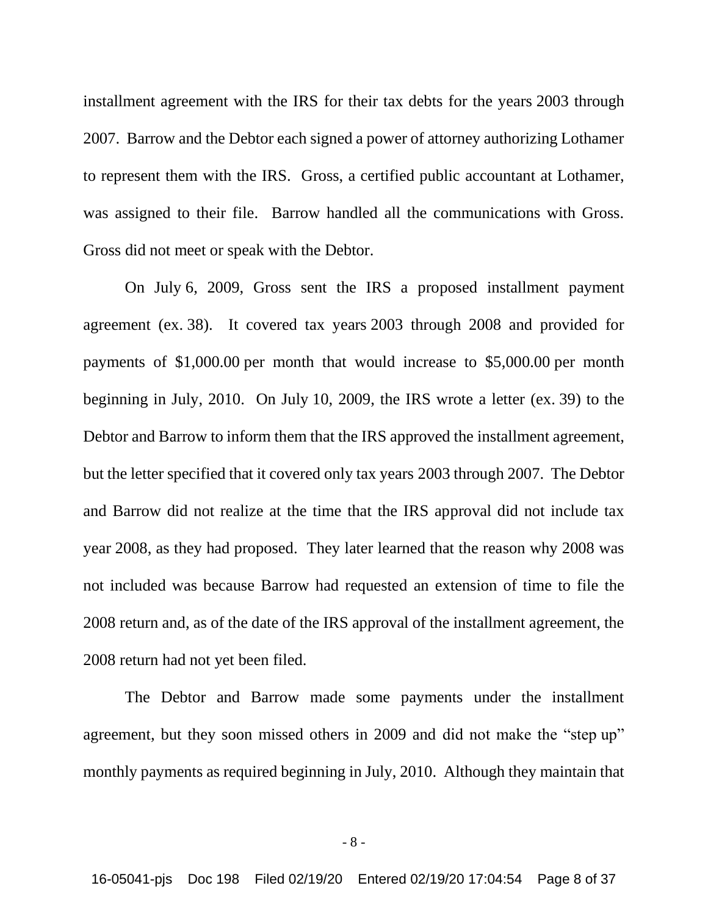installment agreement with the IRS for their tax debts for the years 2003 through 2007. Barrow and the Debtor each signed a power of attorney authorizing Lothamer to represent them with the IRS. Gross, a certified public accountant at Lothamer, was assigned to their file. Barrow handled all the communications with Gross. Gross did not meet or speak with the Debtor.

On July 6, 2009, Gross sent the IRS a proposed installment payment agreement (ex. 38). It covered tax years 2003 through 2008 and provided for payments of $1,000.00 per month that would increase to $5,000.00 per month beginning in July, 2010. On July 10, 2009, the IRS wrote a letter (ex. 39) to the Debtor and Barrow to inform them that the IRS approved the installment agreement, but the letter specified that it covered only tax years 2003 through 2007. The Debtor and Barrow did not realize at the time that the IRS approval did not include tax year 2008, as they had proposed. They later learned that the reason why 2008 was not included was because Barrow had requested an extension of time to file the 2008 return and, as of the date of the IRS approval of the installment agreement, the 2008 return had not yet been filed.

The Debtor and Barrow made some payments under the installment agreement, but they soon missed others in 2009 and did not make the "step up" monthly payments as required beginning in July, 2010. Although they maintain that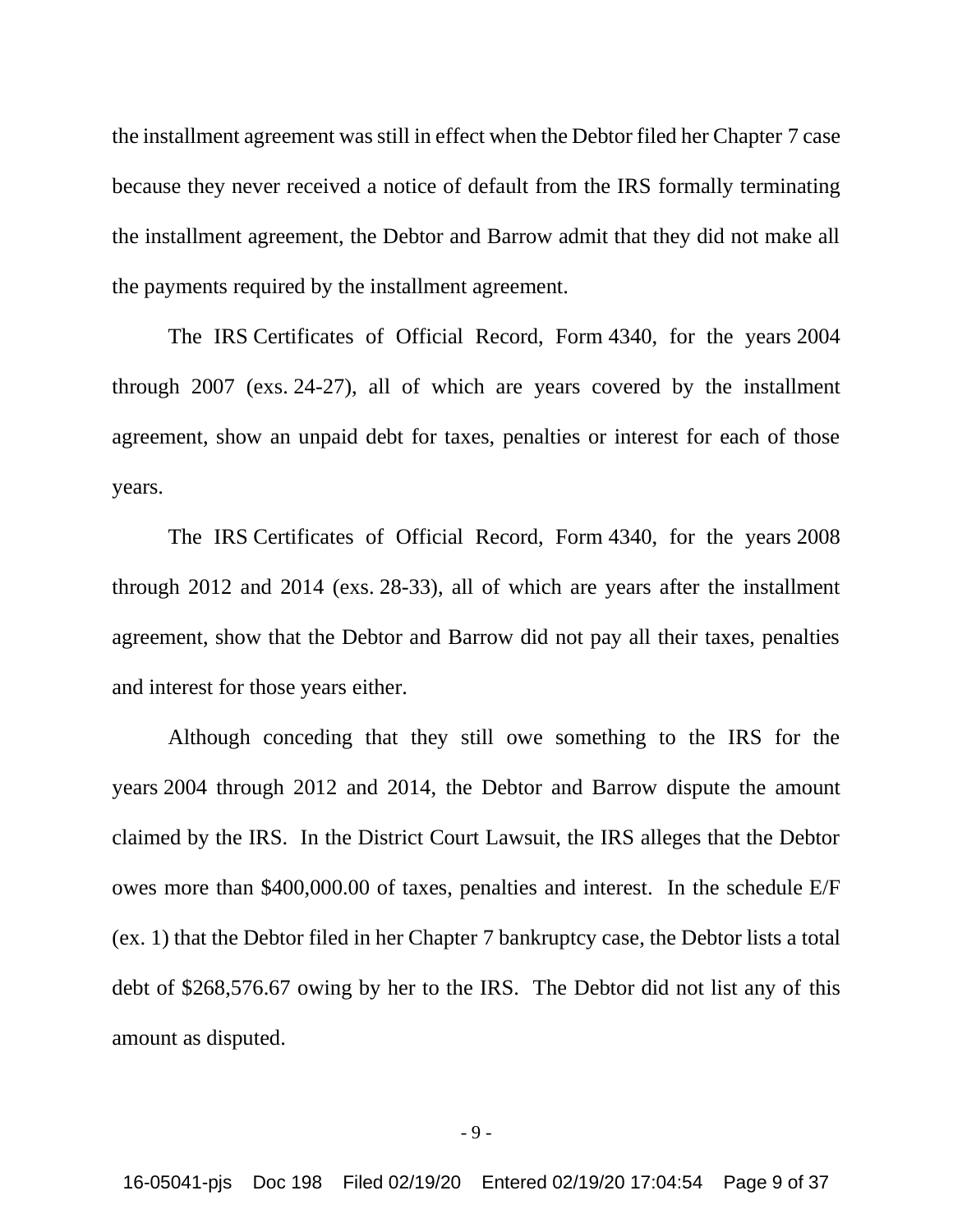the installment agreement was still in effect when the Debtor filed her Chapter 7 case because they never received a notice of default from the IRS formally terminating the installment agreement, the Debtor and Barrow admit that they did not make all the payments required by the installment agreement.

The IRS Certificates of Official Record, Form 4340, for the years 2004 through 2007 (exs. 24-27), all of which are years covered by the installment agreement, show an unpaid debt for taxes, penalties or interest for each of those years.

The IRS Certificates of Official Record, Form 4340, for the years 2008 through 2012 and 2014 (exs. 28-33), all of which are years after the installment agreement, show that the Debtor and Barrow did not pay all their taxes, penalties and interest for those years either.

Although conceding that they still owe something to the IRS for the years 2004 through 2012 and 2014, the Debtor and Barrow dispute the amount claimed by the IRS. In the District Court Lawsuit, the IRS alleges that the Debtor owes more than $400,000.00 of taxes, penalties and interest. In the schedule E/F (ex. 1) that the Debtor filed in her Chapter 7 bankruptcy case, the Debtor lists a total debt of $268,576.67 owing by her to the IRS. The Debtor did not list any of this amount as disputed.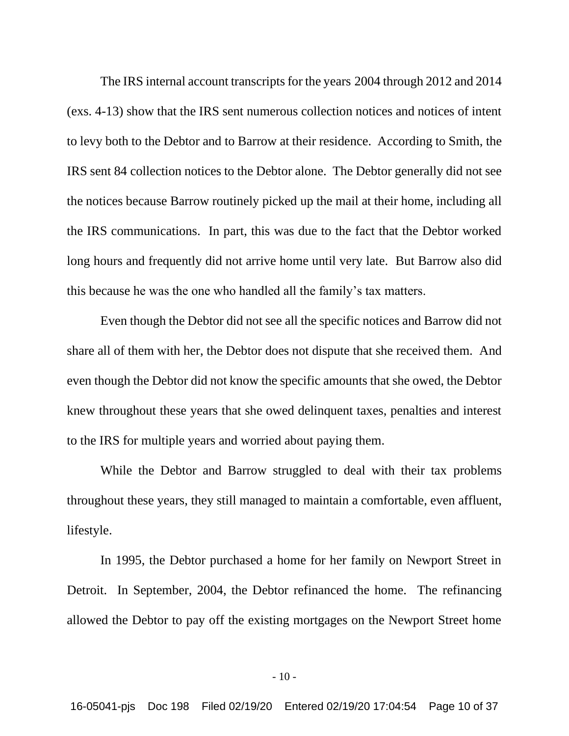The IRS internal account transcripts for the years 2004 through 2012 and 2014 (exs. 4-13) show that the IRS sent numerous collection notices and notices of intent to levy both to the Debtor and to Barrow at their residence. According to Smith, the IRS sent 84 collection notices to the Debtor alone. The Debtor generally did not see the notices because Barrow routinely picked up the mail at their home, including all the IRS communications. In part, this was due to the fact that the Debtor worked long hours and frequently did not arrive home until very late. But Barrow also did this because he was the one who handled all the family's tax matters.

Even though the Debtor did not see all the specific notices and Barrow did not share all of them with her, the Debtor does not dispute that she received them. And even though the Debtor did not know the specific amounts that she owed, the Debtor knew throughout these years that she owed delinquent taxes, penalties and interest to the IRS for multiple years and worried about paying them.

While the Debtor and Barrow struggled to deal with their tax problems throughout these years, they still managed to maintain a comfortable, even affluent, lifestyle.

In 1995, the Debtor purchased a home for her family on Newport Street in Detroit. In September, 2004, the Debtor refinanced the home. The refinancing allowed the Debtor to pay off the existing mortgages on the Newport Street home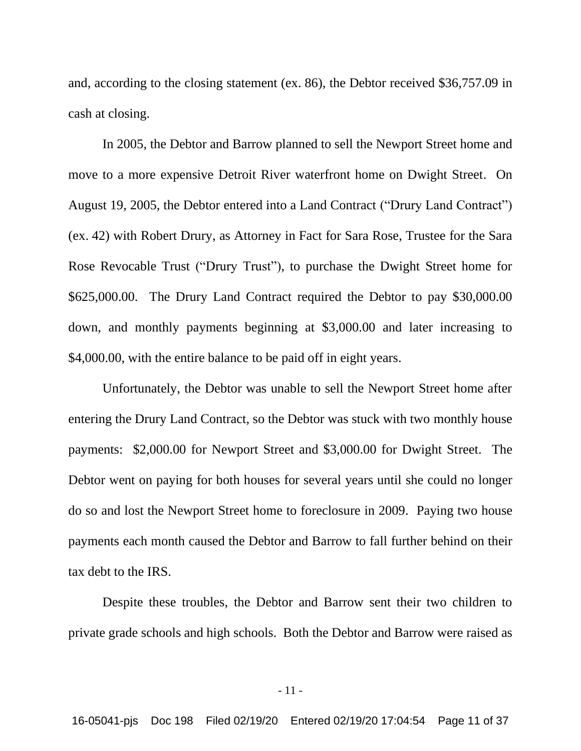and, according to the closing statement (ex. 86), the Debtor received $36,757.09 in cash at closing.

In 2005, the Debtor and Barrow planned to sell the Newport Street home and move to a more expensive Detroit River waterfront home on Dwight Street. On August 19, 2005, the Debtor entered into a Land Contract ("Drury Land Contract") (ex. 42) with Robert Drury, as Attorney in Fact for Sara Rose, Trustee for the Sara Rose Revocable Trust ("Drury Trust"), to purchase the Dwight Street home for $625,000.00. The Drury Land Contract required the Debtor to pay $30,000.00 down, and monthly payments beginning at $3,000.00 and later increasing to $4,000.00, with the entire balance to be paid off in eight years.

Unfortunately, the Debtor was unable to sell the Newport Street home after entering the Drury Land Contract, so the Debtor was stuck with two monthly house payments: $2,000.00 for Newport Street and $3,000.00 for Dwight Street. The Debtor went on paying for both houses for several years until she could no longer do so and lost the Newport Street home to foreclosure in 2009. Paying two house payments each month caused the Debtor and Barrow to fall further behind on their tax debt to the IRS.

Despite these troubles, the Debtor and Barrow sent their two children to private grade schools and high schools. Both the Debtor and Barrow were raised as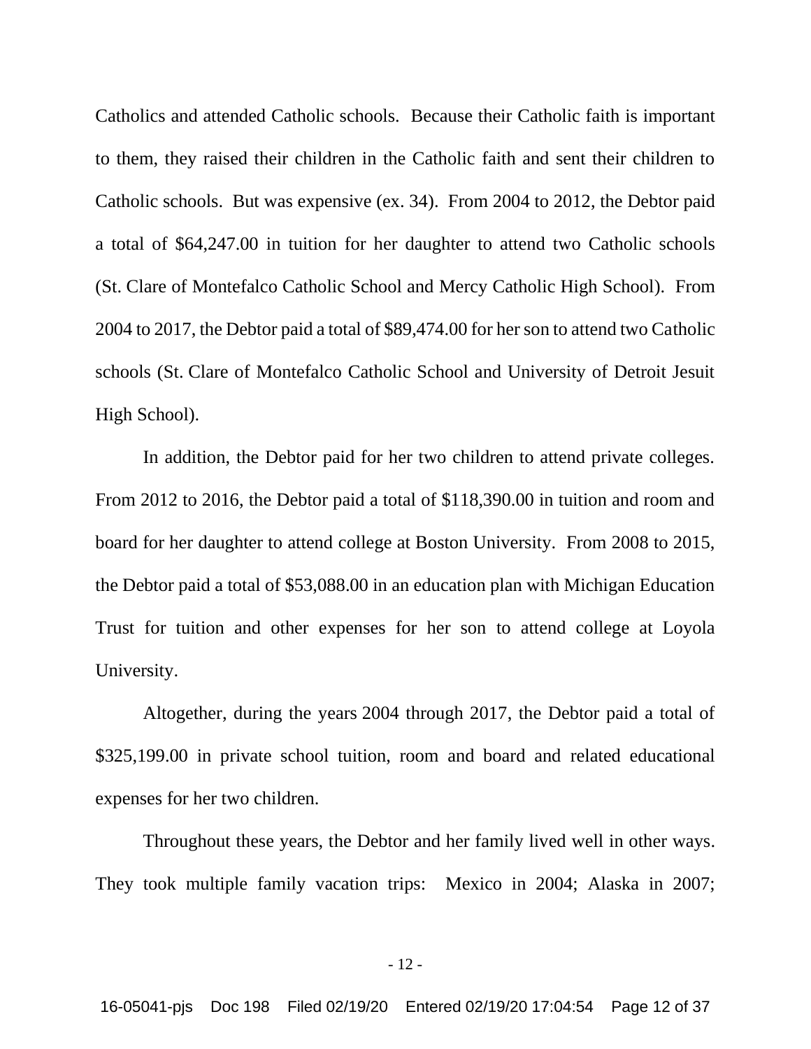Catholics and attended Catholic schools. Because their Catholic faith is important to them, they raised their children in the Catholic faith and sent their children to Catholic schools. But was expensive (ex. 34). From 2004 to 2012, the Debtor paid a total of $64,247.00 in tuition for her daughter to attend two Catholic schools (St. Clare of Montefalco Catholic School and Mercy Catholic High School). From 2004 to 2017, the Debtor paid a total of $89,474.00 for her son to attend two Catholic schools (St. Clare of Montefalco Catholic School and University of Detroit Jesuit High School).

In addition, the Debtor paid for her two children to attend private colleges. From 2012 to 2016, the Debtor paid a total of $118,390.00 in tuition and room and board for her daughter to attend college at Boston University. From 2008 to 2015, the Debtor paid a total of $53,088.00 in an education plan with Michigan Education Trust for tuition and other expenses for her son to attend college at Loyola University.

Altogether, during the years 2004 through 2017, the Debtor paid a total of $325,199.00 in private school tuition, room and board and related educational expenses for her two children.

Throughout these years, the Debtor and her family lived well in other ways. They took multiple family vacation trips: Mexico in 2004; Alaska in 2007;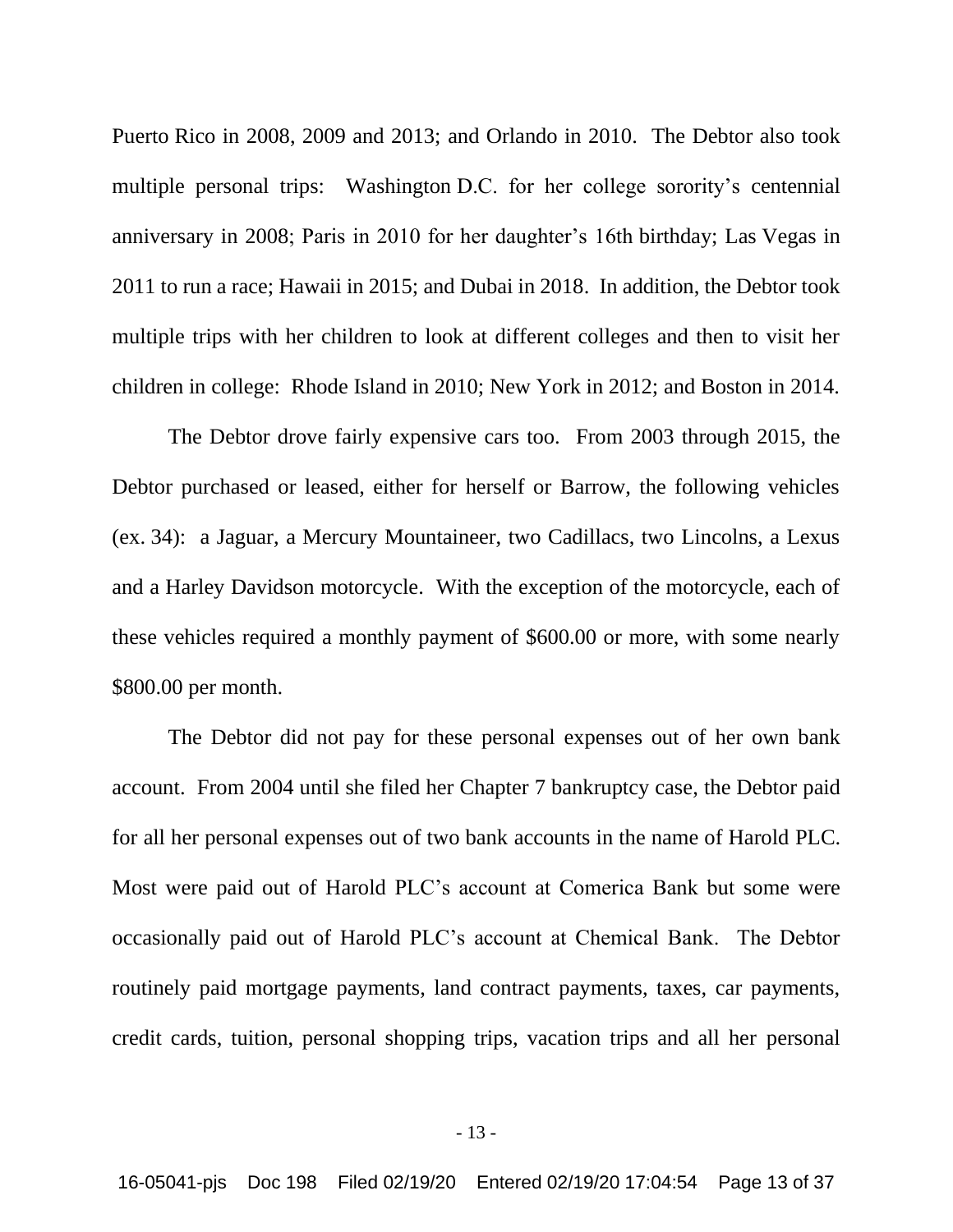Puerto Rico in 2008, 2009 and 2013; and Orlando in 2010. The Debtor also took multiple personal trips: Washington D.C. for her college sorority's centennial anniversary in 2008; Paris in 2010 for her daughter's 16th birthday; Las Vegas in 2011 to run a race; Hawaii in 2015; and Dubai in 2018. In addition, the Debtor took multiple trips with her children to look at different colleges and then to visit her children in college: Rhode Island in 2010; New York in 2012; and Boston in 2014.

The Debtor drove fairly expensive cars too. From 2003 through 2015, the Debtor purchased or leased, either for herself or Barrow, the following vehicles (ex. 34): a Jaguar, a Mercury Mountaineer, two Cadillacs, two Lincolns, a Lexus and a Harley Davidson motorcycle. With the exception of the motorcycle, each of these vehicles required a monthly payment of $600.00 or more, with some nearly $800.00 per month.

The Debtor did not pay for these personal expenses out of her own bank account. From 2004 until she filed her Chapter 7 bankruptcy case, the Debtor paid for all her personal expenses out of two bank accounts in the name of Harold PLC. Most were paid out of Harold PLC's account at Comerica Bank but some were occasionally paid out of Harold PLC's account at Chemical Bank. The Debtor routinely paid mortgage payments, land contract payments, taxes, car payments, credit cards, tuition, personal shopping trips, vacation trips and all her personal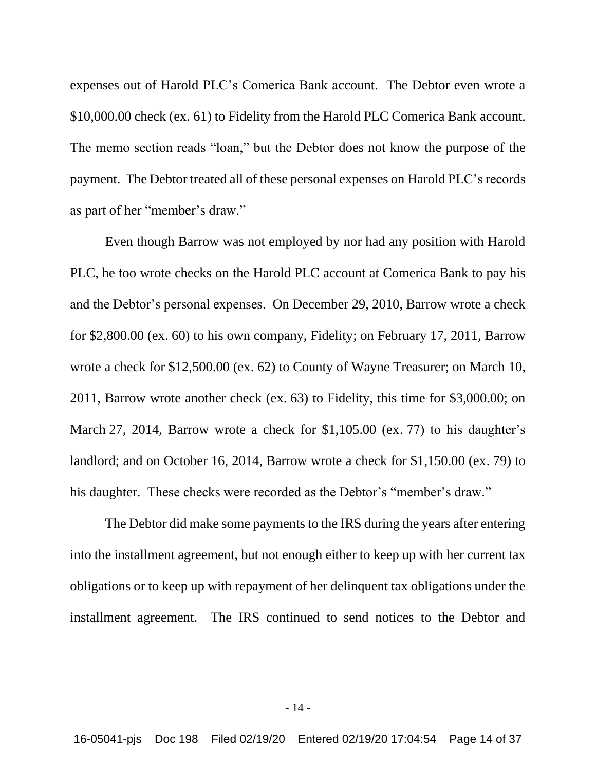expenses out of Harold PLC's Comerica Bank account. The Debtor even wrote a $10,000.00 check (ex. 61) to Fidelity from the Harold PLC Comerica Bank account. The memo section reads "loan," but the Debtor does not know the purpose of the payment. The Debtor treated all of these personal expenses on Harold PLC's records as part of her "member's draw."

Even though Barrow was not employed by nor had any position with Harold PLC, he too wrote checks on the Harold PLC account at Comerica Bank to pay his and the Debtor's personal expenses. On December 29, 2010, Barrow wrote a check for $2,800.00 (ex. 60) to his own company, Fidelity; on February 17, 2011, Barrow wrote a check for $12,500.00 (ex. 62) to County of Wayne Treasurer; on March 10, 2011, Barrow wrote another check (ex. 63) to Fidelity, this time for $3,000.00; on March 27, 2014, Barrow wrote a check for $1,105.00 (ex. 77) to his daughter's landlord; and on October 16, 2014, Barrow wrote a check for $1,150.00 (ex. 79) to his daughter. These checks were recorded as the Debtor's "member's draw."

The Debtor did make some payments to the IRS during the years after entering into the installment agreement, but not enough either to keep up with her current tax obligations or to keep up with repayment of her delinquent tax obligations under the installment agreement. The IRS continued to send notices to the Debtor and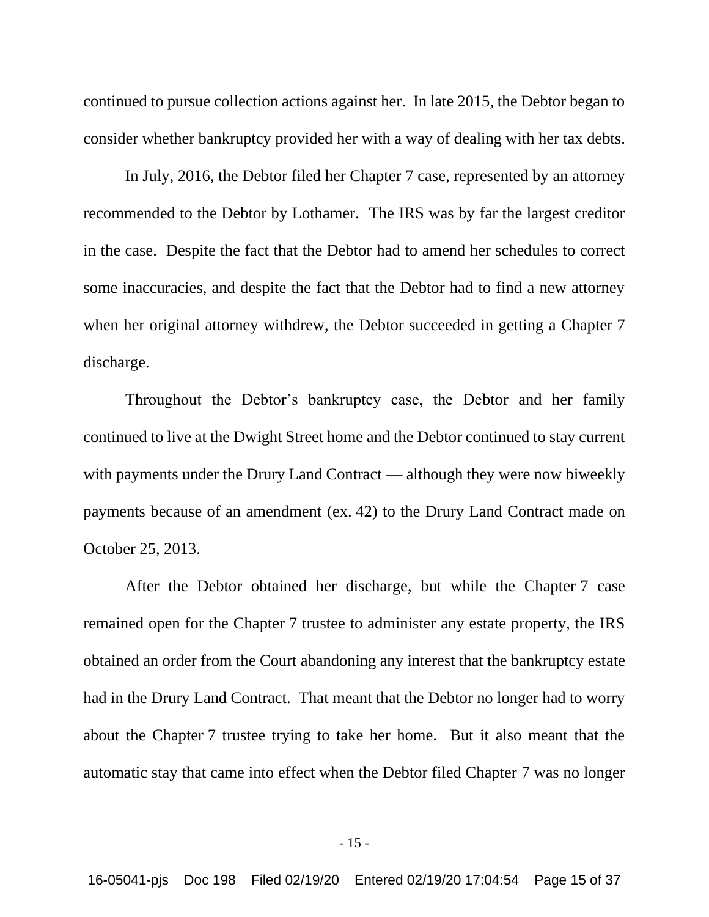continued to pursue collection actions against her. In late 2015, the Debtor began to consider whether bankruptcy provided her with a way of dealing with her tax debts.

In July, 2016, the Debtor filed her Chapter 7 case, represented by an attorney recommended to the Debtor by Lothamer. The IRS was by far the largest creditor in the case. Despite the fact that the Debtor had to amend her schedules to correct some inaccuracies, and despite the fact that the Debtor had to find a new attorney when her original attorney withdrew, the Debtor succeeded in getting a Chapter 7 discharge.

Throughout the Debtor's bankruptcy case, the Debtor and her family continued to live at the Dwight Street home and the Debtor continued to stay current with payments under the Drury Land Contract — although they were now biweekly payments because of an amendment (ex. 42) to the Drury Land Contract made on October 25, 2013.

After the Debtor obtained her discharge, but while the Chapter 7 case remained open for the Chapter 7 trustee to administer any estate property, the IRS obtained an order from the Court abandoning any interest that the bankruptcy estate had in the Drury Land Contract. That meant that the Debtor no longer had to worry about the Chapter 7 trustee trying to take her home. But it also meant that the automatic stay that came into effect when the Debtor filed Chapter 7 was no longer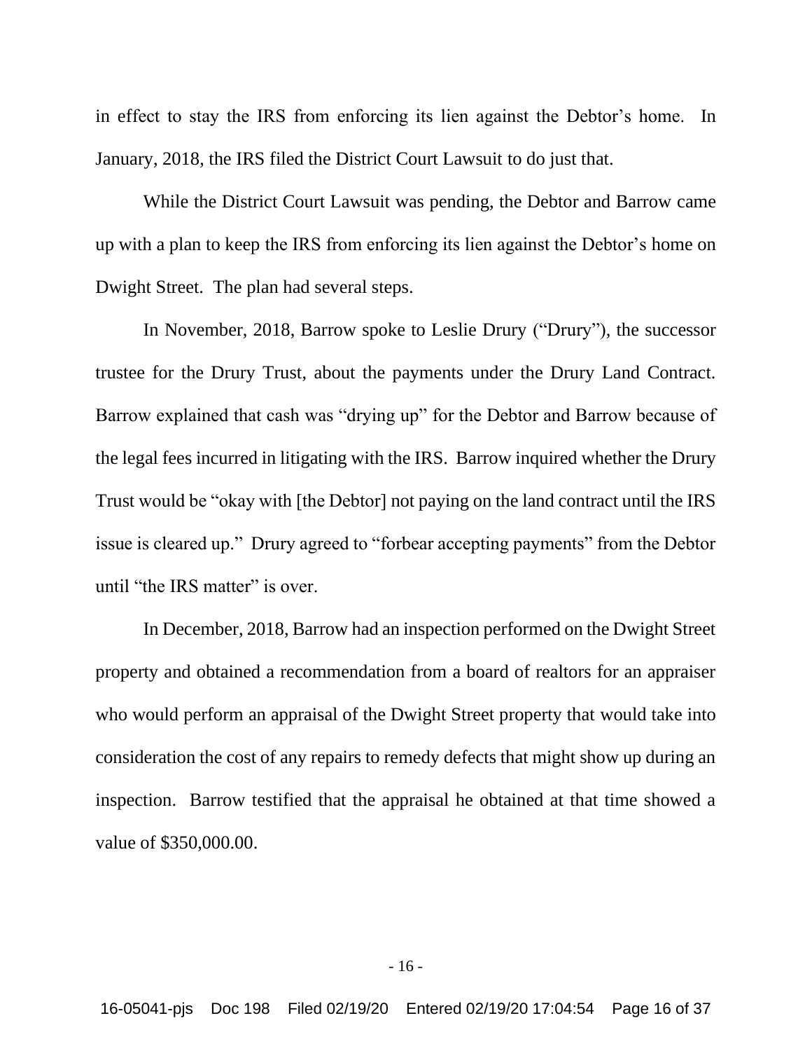in effect to stay the IRS from enforcing its lien against the Debtor's home. In January, 2018, the IRS filed the District Court Lawsuit to do just that.

While the District Court Lawsuit was pending, the Debtor and Barrow came up with a plan to keep the IRS from enforcing its lien against the Debtor's home on Dwight Street. The plan had several steps.

In November, 2018, Barrow spoke to Leslie Drury ("Drury"), the successor trustee for the Drury Trust, about the payments under the Drury Land Contract. Barrow explained that cash was "drying up" for the Debtor and Barrow because of the legal fees incurred in litigating with the IRS. Barrow inquired whether the Drury Trust would be "okay with [the Debtor] not paying on the land contract until the IRS issue is cleared up." Drury agreed to "forbear accepting payments" from the Debtor until "the IRS matter" is over.

In December, 2018, Barrow had an inspection performed on the Dwight Street property and obtained a recommendation from a board of realtors for an appraiser who would perform an appraisal of the Dwight Street property that would take into consideration the cost of any repairs to remedy defects that might show up during an inspection. Barrow testified that the appraisal he obtained at that time showed a value of $350,000.00.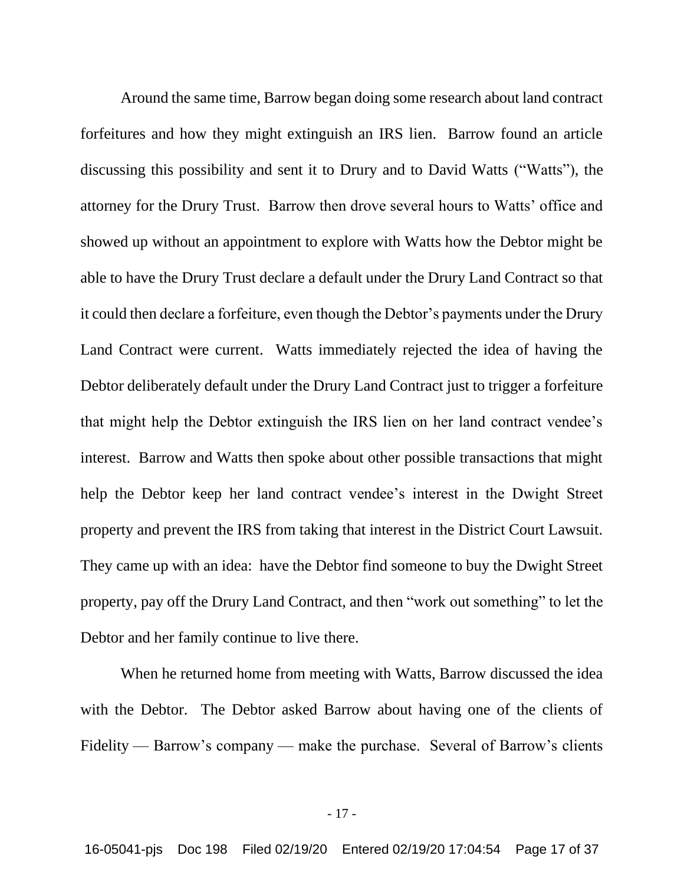Around the same time, Barrow began doing some research about land contract forfeitures and how they might extinguish an IRS lien. Barrow found an article discussing this possibility and sent it to Drury and to David Watts ("Watts"), the attorney for the Drury Trust. Barrow then drove several hours to Watts' office and showed up without an appointment to explore with Watts how the Debtor might be able to have the Drury Trust declare a default under the Drury Land Contract so that it could then declare a forfeiture, even though the Debtor's payments under the Drury Land Contract were current. Watts immediately rejected the idea of having the Debtor deliberately default under the Drury Land Contract just to trigger a forfeiture that might help the Debtor extinguish the IRS lien on her land contract vendee's interest. Barrow and Watts then spoke about other possible transactions that might help the Debtor keep her land contract vendee's interest in the Dwight Street property and prevent the IRS from taking that interest in the District Court Lawsuit. They came up with an idea: have the Debtor find someone to buy the Dwight Street property, pay off the Drury Land Contract, and then "work out something" to let the Debtor and her family continue to live there.

When he returned home from meeting with Watts, Barrow discussed the idea with the Debtor. The Debtor asked Barrow about having one of the clients of Fidelity — Barrow's company — make the purchase. Several of Barrow's clients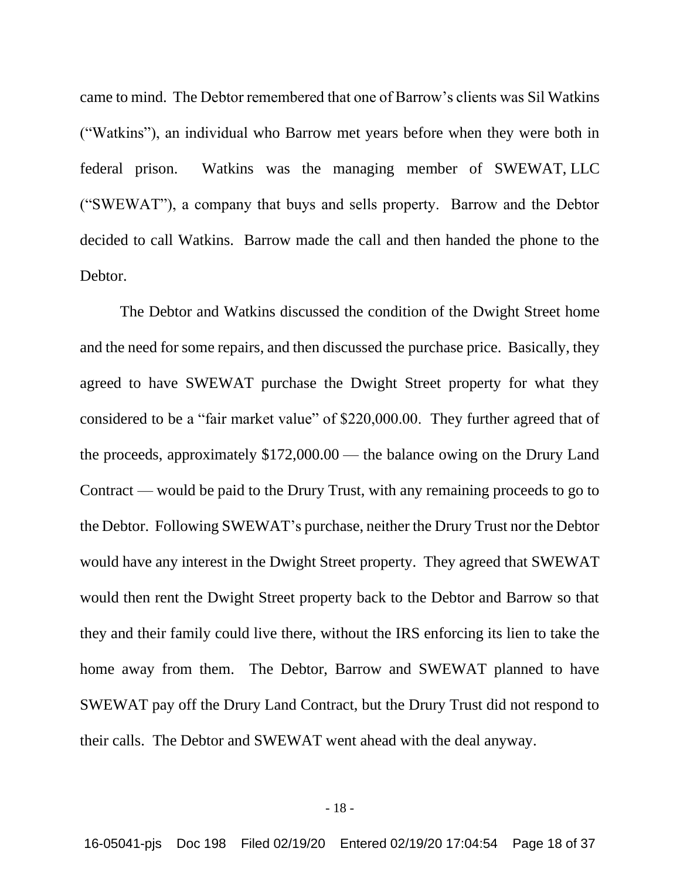came to mind. The Debtor remembered that one of Barrow's clients was Sil Watkins ("Watkins"), an individual who Barrow met years before when they were both in federal prison. Watkins was the managing member of SWEWAT, LLC ("SWEWAT"), a company that buys and sells property. Barrow and the Debtor decided to call Watkins. Barrow made the call and then handed the phone to the Debtor.

The Debtor and Watkins discussed the condition of the Dwight Street home and the need for some repairs, and then discussed the purchase price. Basically, they agreed to have SWEWAT purchase the Dwight Street property for what they considered to be a "fair market value" of $220,000.00. They further agreed that of the proceeds, approximately $172,000.00 — the balance owing on the Drury Land Contract — would be paid to the Drury Trust, with any remaining proceeds to go to the Debtor. Following SWEWAT's purchase, neither the Drury Trust nor the Debtor would have any interest in the Dwight Street property. They agreed that SWEWAT would then rent the Dwight Street property back to the Debtor and Barrow so that they and their family could live there, without the IRS enforcing its lien to take the home away from them. The Debtor, Barrow and SWEWAT planned to have SWEWAT pay off the Drury Land Contract, but the Drury Trust did not respond to their calls. The Debtor and SWEWAT went ahead with the deal anyway.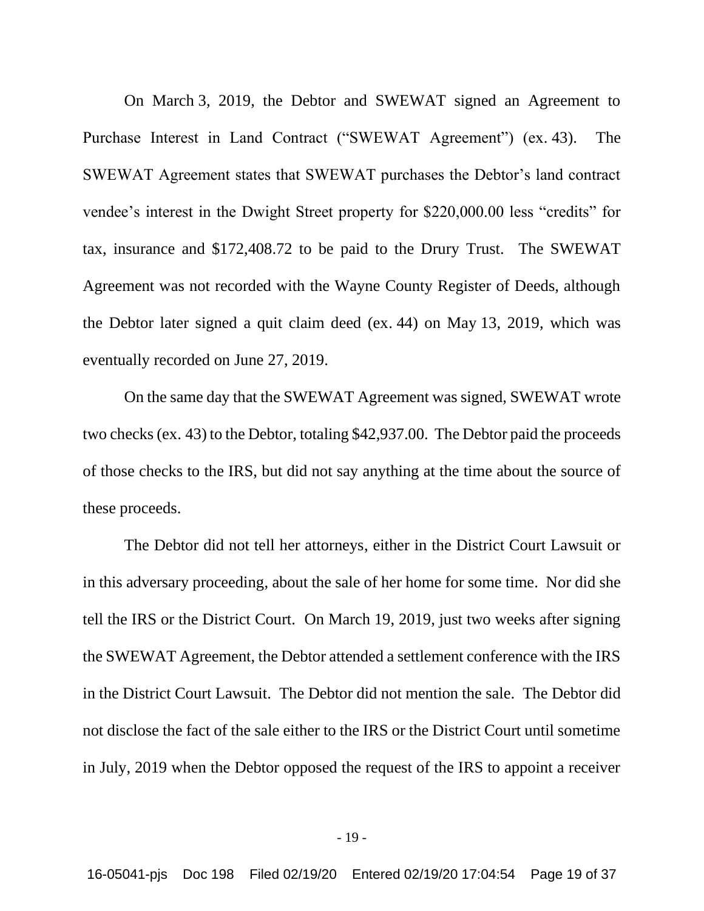On March 3, 2019, the Debtor and SWEWAT signed an Agreement to Purchase Interest in Land Contract ("SWEWAT Agreement") (ex. 43). The SWEWAT Agreement states that SWEWAT purchases the Debtor's land contract vendee's interest in the Dwight Street property for $220,000.00 less "credits" for tax, insurance and $172,408.72 to be paid to the Drury Trust. The SWEWAT Agreement was not recorded with the Wayne County Register of Deeds, although the Debtor later signed a quit claim deed (ex. 44) on May 13, 2019, which was eventually recorded on June 27, 2019.

On the same day that the SWEWAT Agreement was signed, SWEWAT wrote two checks (ex. 43) to the Debtor, totaling $42,937.00. The Debtor paid the proceeds of those checks to the IRS, but did not say anything at the time about the source of these proceeds.

The Debtor did not tell her attorneys, either in the District Court Lawsuit or in this adversary proceeding, about the sale of her home for some time. Nor did she tell the IRS or the District Court. On March 19, 2019, just two weeks after signing the SWEWAT Agreement, the Debtor attended a settlement conference with the IRS in the District Court Lawsuit. The Debtor did not mention the sale. The Debtor did not disclose the fact of the sale either to the IRS or the District Court until sometime in July, 2019 when the Debtor opposed the request of the IRS to appoint a receiver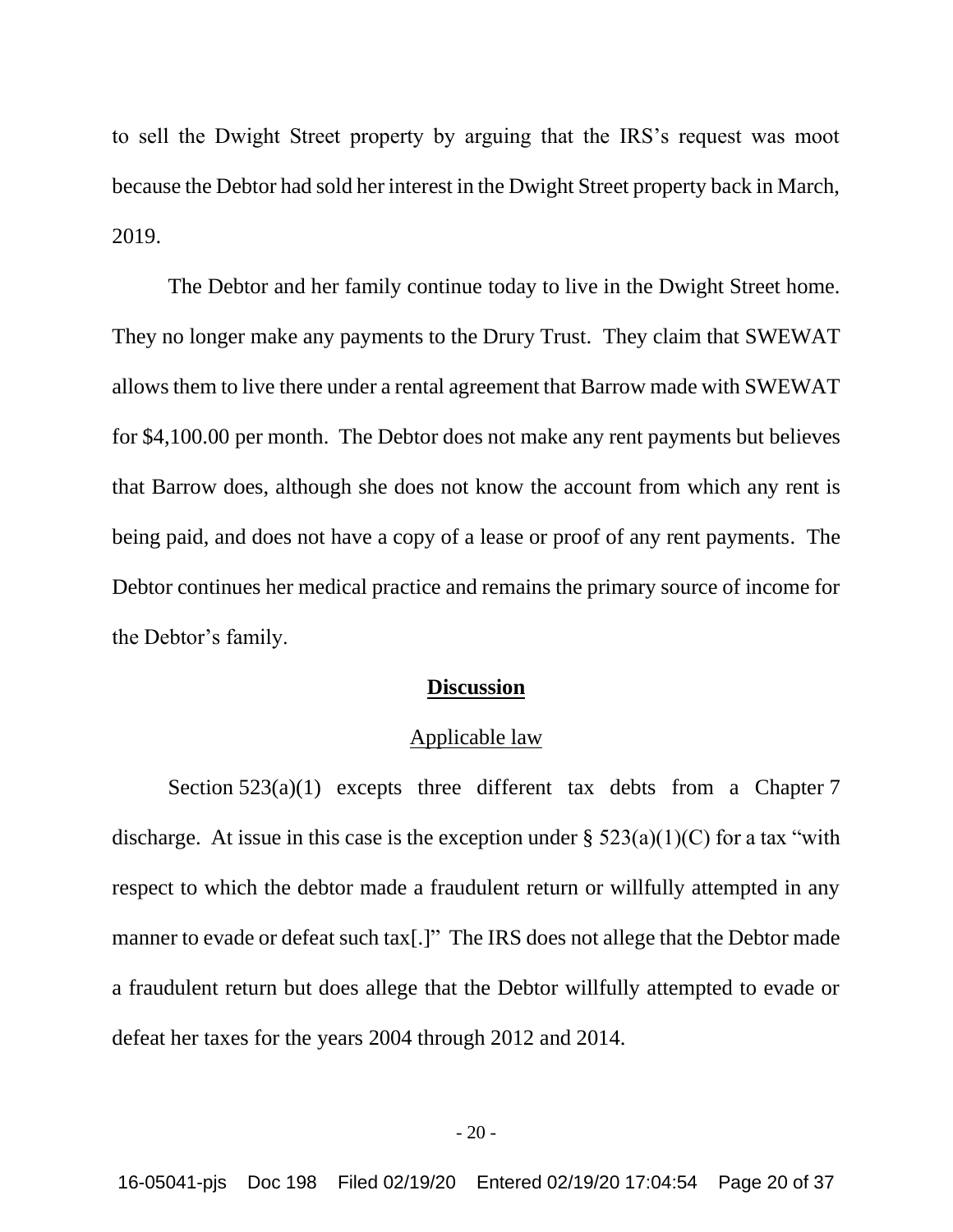to sell the Dwight Street property by arguing that the IRS's request was moot because the Debtor had sold her interest in the Dwight Street property back in March, 2019.

The Debtor and her family continue today to live in the Dwight Street home. They no longer make any payments to the Drury Trust. They claim that SWEWAT allows them to live there under a rental agreement that Barrow made with SWEWAT for $4,100.00 per month. The Debtor does not make any rent payments but believes that Barrow does, although she does not know the account from which any rent is being paid, and does not have a copy of a lease or proof of any rent payments. The Debtor continues her medical practice and remains the primary source of income for the Debtor's family.

## **Discussion**

### Applicable law

Section 523(a)(1) excepts three different tax debts from a Chapter 7 discharge. At issue in this case is the exception under § 523(a)(1)(C) for a tax "with respect to which the debtor made a fraudulent return or willfully attempted in any manner to evade or defeat such tax[.]" The IRS does not allege that the Debtor made a fraudulent return but does allege that the Debtor willfully attempted to evade or defeat her taxes for the years 2004 through 2012 and 2014.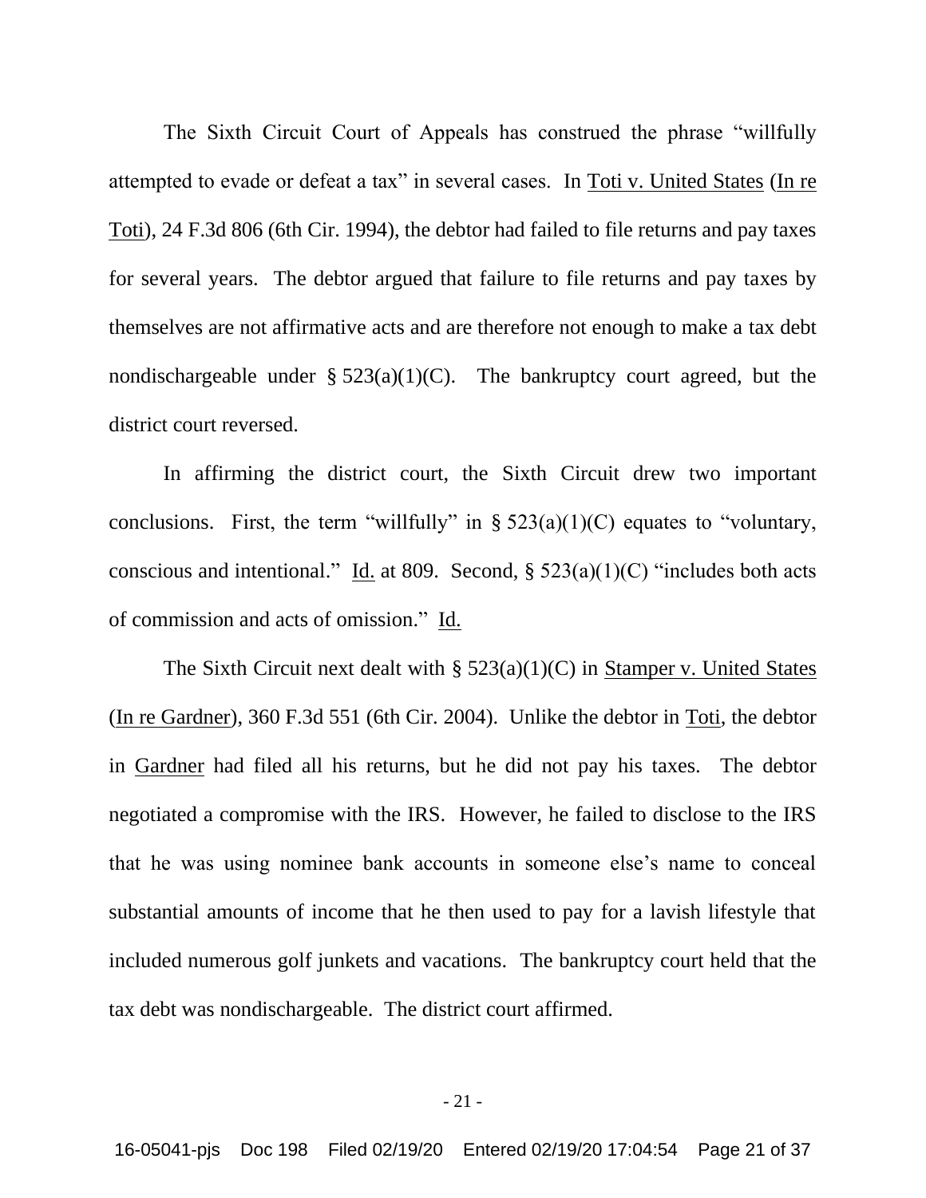The Sixth Circuit Court of Appeals has construed the phrase "willfully attempted to evade or defeat a tax" in several cases. In Toti v. United States (In re Toti), 24 F.3d 806 (6th Cir. 1994), the debtor had failed to file returns and pay taxes for several years. The debtor argued that failure to file returns and pay taxes by themselves are not affirmative acts and are therefore not enough to make a tax debt nondischargeable under § 523(a)(1)(C). The bankruptcy court agreed, but the district court reversed.

In affirming the district court, the Sixth Circuit drew two important conclusions. First, the term "willfully" in § 523(a)(1)(C) equates to "voluntary, conscious and intentional." Id. at 809. Second, § 523(a)(1)(C) "includes both acts of commission and acts of omission." Id.

The Sixth Circuit next dealt with § 523(a)(1)(C) in Stamper v. United States (In re Gardner), 360 F.3d 551 (6th Cir. 2004). Unlike the debtor in Toti, the debtor in Gardner had filed all his returns, but he did not pay his taxes. The debtor negotiated a compromise with the IRS. However, he failed to disclose to the IRS that he was using nominee bank accounts in someone else's name to conceal substantial amounts of income that he then used to pay for a lavish lifestyle that included numerous golf junkets and vacations. The bankruptcy court held that the tax debt was nondischargeable. The district court affirmed.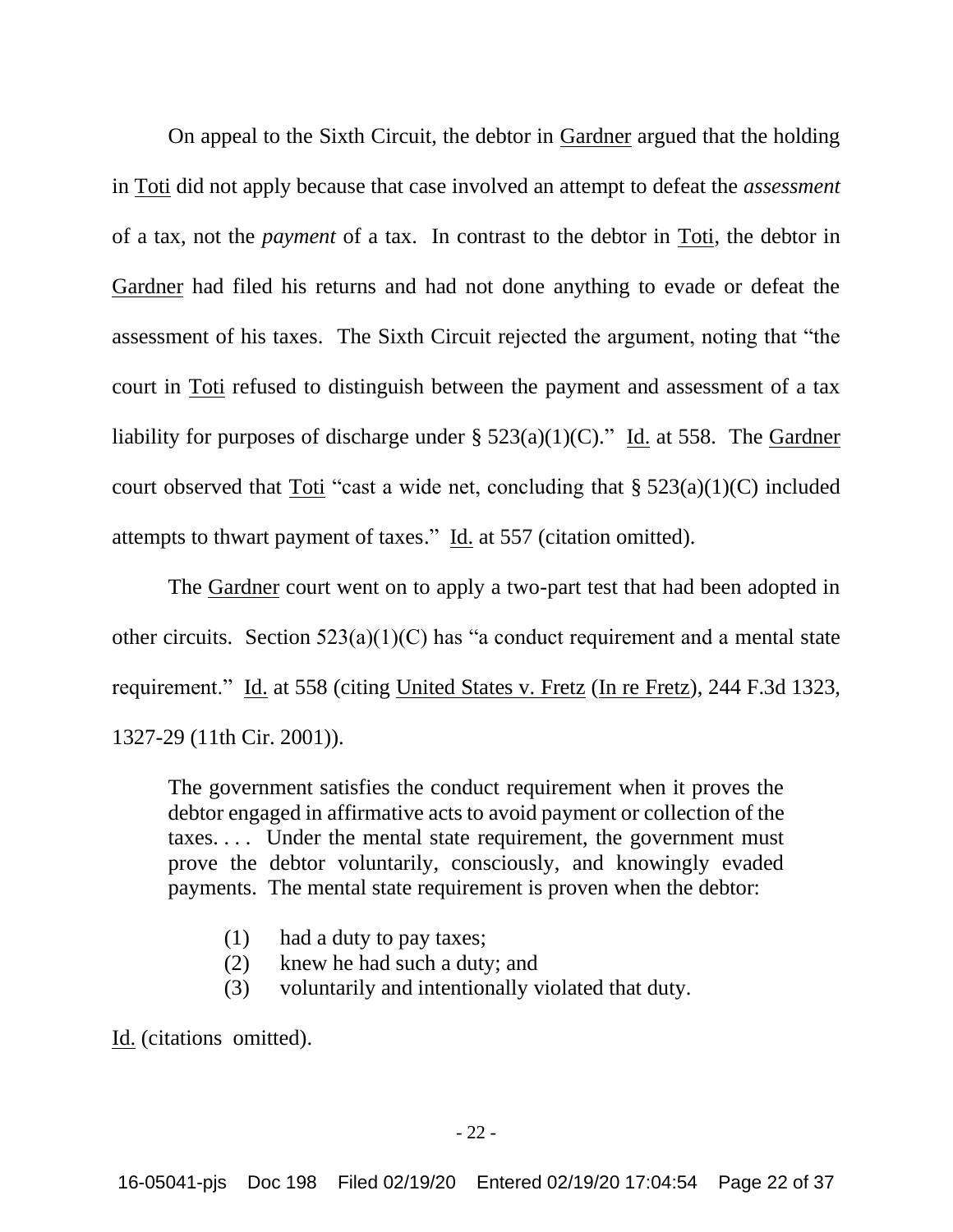On appeal to the Sixth Circuit, the debtor in Gardner argued that the holding in Toti did not apply because that case involved an attempt to defeat the *assessment* of a tax, not the *payment* of a tax. In contrast to the debtor in Toti, the debtor in Gardner had filed his returns and had not done anything to evade or defeat the assessment of his taxes. The Sixth Circuit rejected the argument, noting that "the court in Toti refused to distinguish between the payment and assessment of a tax liability for purposes of discharge under § 523(a)(1)(C)." Id. at 558. The Gardner court observed that Toti "cast a wide net, concluding that § 523(a)(1)(C) included attempts to thwart payment of taxes." Id. at 557 (citation omitted).

The Gardner court went on to apply a two-part test that had been adopted in other circuits. Section 523(a)(1)(C) has "a conduct requirement and a mental state requirement." Id. at 558 (citing United States v. Fretz (In re Fretz), 244 F.3d 1323, 1327-29 (11th Cir. 2001)).

> The government satisfies the conduct requirement when it proves the debtor engaged in affirmative acts to avoid payment or collection of the taxes. . . . Under the mental state requirement, the government must prove the debtor voluntarily, consciously, and knowingly evaded payments. The mental state requirement is proven when the debtor:
>
> (1) had a duty to pay taxes;
> (2) knew he had such a duty; and
> (3) voluntarily and intentionally violated that duty.

Id. (citations omitted).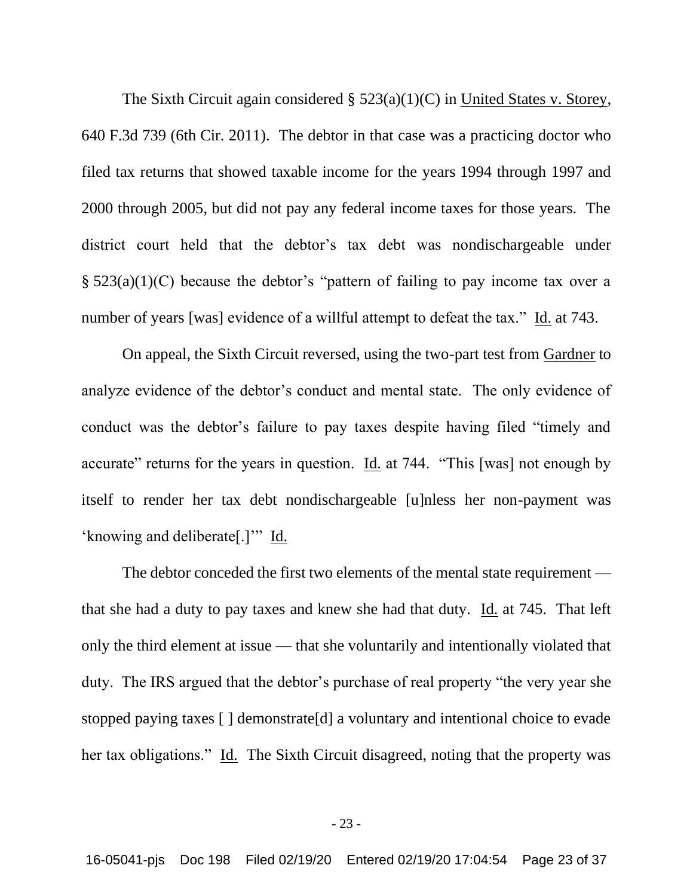The Sixth Circuit again considered § 523(a)(1)(C) in United States v. Storey, 640 F.3d 739 (6th Cir. 2011). The debtor in that case was a practicing doctor who filed tax returns that showed taxable income for the years 1994 through 1997 and 2000 through 2005, but did not pay any federal income taxes for those years. The district court held that the debtor's tax debt was nondischargeable under § 523(a)(1)(C) because the debtor's "pattern of failing to pay income tax over a number of years [was] evidence of a willful attempt to defeat the tax." Id. at 743.

On appeal, the Sixth Circuit reversed, using the two-part test from Gardner to analyze evidence of the debtor's conduct and mental state. The only evidence of conduct was the debtor's failure to pay taxes despite having filed "timely and accurate" returns for the years in question. Id. at 744. "This [was] not enough by itself to render her tax debt nondischargeable [u]nless her non-payment was 'knowing and deliberate[.]'" Id.

The debtor conceded the first two elements of the mental state requirement — that she had a duty to pay taxes and knew she had that duty. Id. at 745. That left only the third element at issue — that she voluntarily and intentionally violated that duty. The IRS argued that the debtor's purchase of real property "the very year she stopped paying taxes [ ] demonstrate[d] a voluntary and intentional choice to evade her tax obligations." Id. The Sixth Circuit disagreed, noting that the property was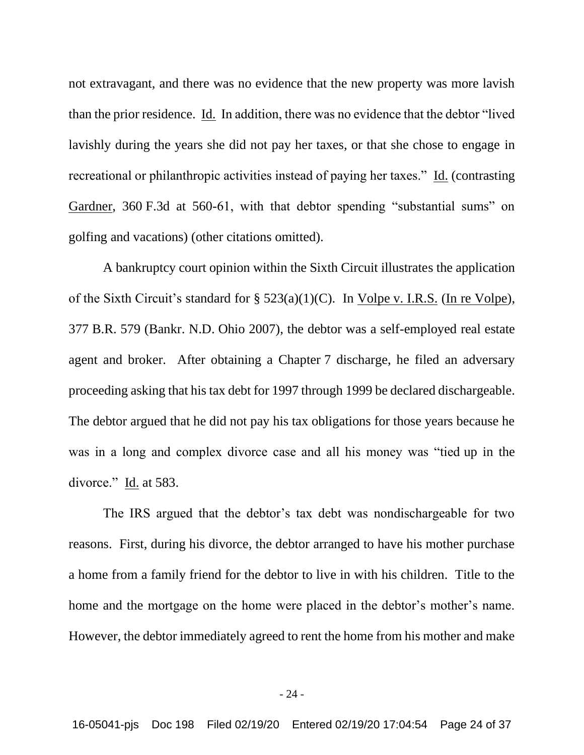not extravagant, and there was no evidence that the new property was more lavish than the prior residence. Id. In addition, there was no evidence that the debtor "lived lavishly during the years she did not pay her taxes, or that she chose to engage in recreational or philanthropic activities instead of paying her taxes." Id. (contrasting Gardner, 360 F.3d at 560-61, with that debtor spending "substantial sums" on golfing and vacations) (other citations omitted).

A bankruptcy court opinion within the Sixth Circuit illustrates the application of the Sixth Circuit's standard for § 523(a)(1)(C). In Volpe v. I.R.S. (In re Volpe), 377 B.R. 579 (Bankr. N.D. Ohio 2007), the debtor was a self-employed real estate agent and broker. After obtaining a Chapter 7 discharge, he filed an adversary proceeding asking that his tax debt for 1997 through 1999 be declared dischargeable. The debtor argued that he did not pay his tax obligations for those years because he was in a long and complex divorce case and all his money was "tied up in the divorce." Id. at 583.

The IRS argued that the debtor's tax debt was nondischargeable for two reasons. First, during his divorce, the debtor arranged to have his mother purchase a home from a family friend for the debtor to live in with his children. Title to the home and the mortgage on the home were placed in the debtor's mother's name. However, the debtor immediately agreed to rent the home from his mother and make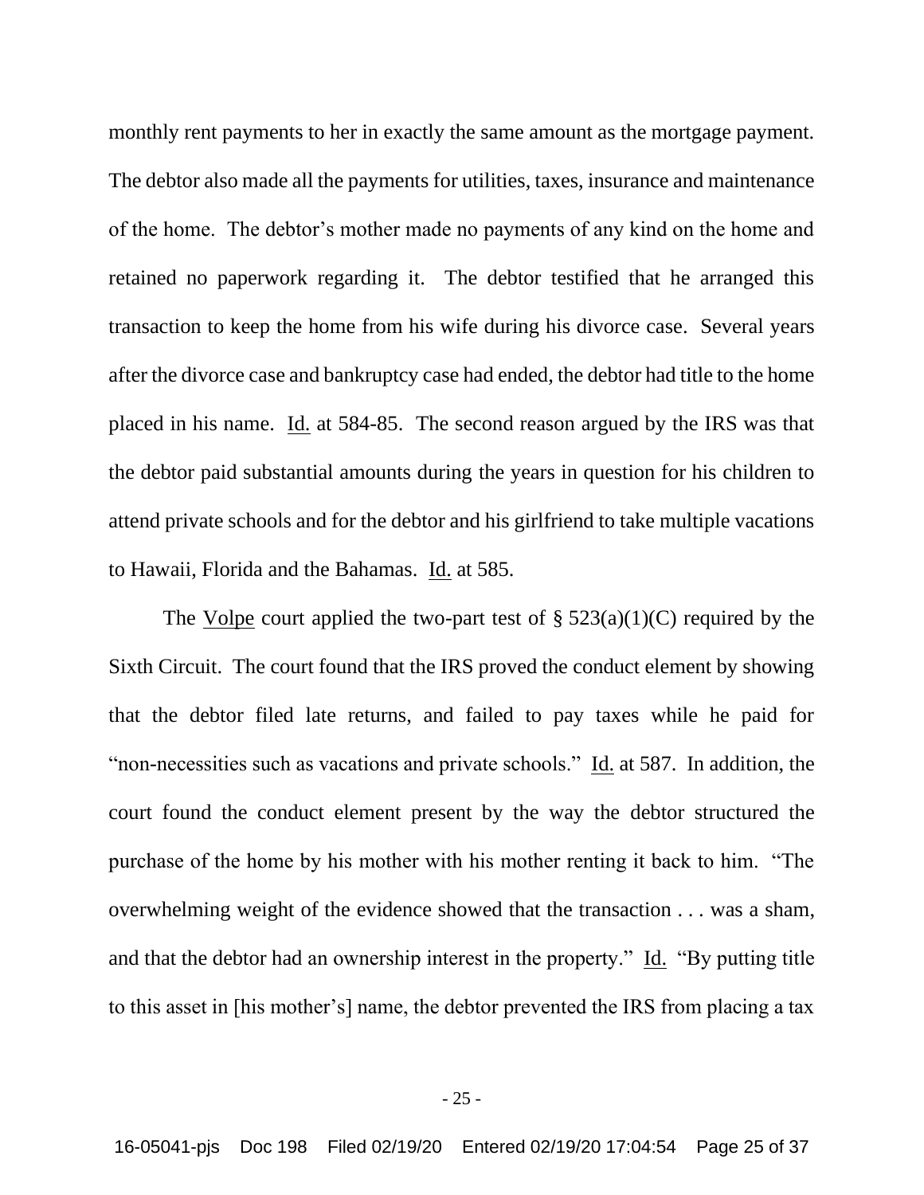monthly rent payments to her in exactly the same amount as the mortgage payment. The debtor also made all the payments for utilities, taxes, insurance and maintenance of the home. The debtor's mother made no payments of any kind on the home and retained no paperwork regarding it. The debtor testified that he arranged this transaction to keep the home from his wife during his divorce case. Several years after the divorce case and bankruptcy case had ended, the debtor had title to the home placed in his name. Id. at 584-85. The second reason argued by the IRS was that the debtor paid substantial amounts during the years in question for his children to attend private schools and for the debtor and his girlfriend to take multiple vacations to Hawaii, Florida and the Bahamas. Id. at 585.

The Volpe court applied the two-part test of § 523(a)(1)(C) required by the Sixth Circuit. The court found that the IRS proved the conduct element by showing that the debtor filed late returns, and failed to pay taxes while he paid for "non-necessities such as vacations and private schools." Id. at 587. In addition, the court found the conduct element present by the way the debtor structured the purchase of the home by his mother with his mother renting it back to him. "The overwhelming weight of the evidence showed that the transaction . . . was a sham, and that the debtor had an ownership interest in the property." Id. "By putting title to this asset in [his mother's] name, the debtor prevented the IRS from placing a tax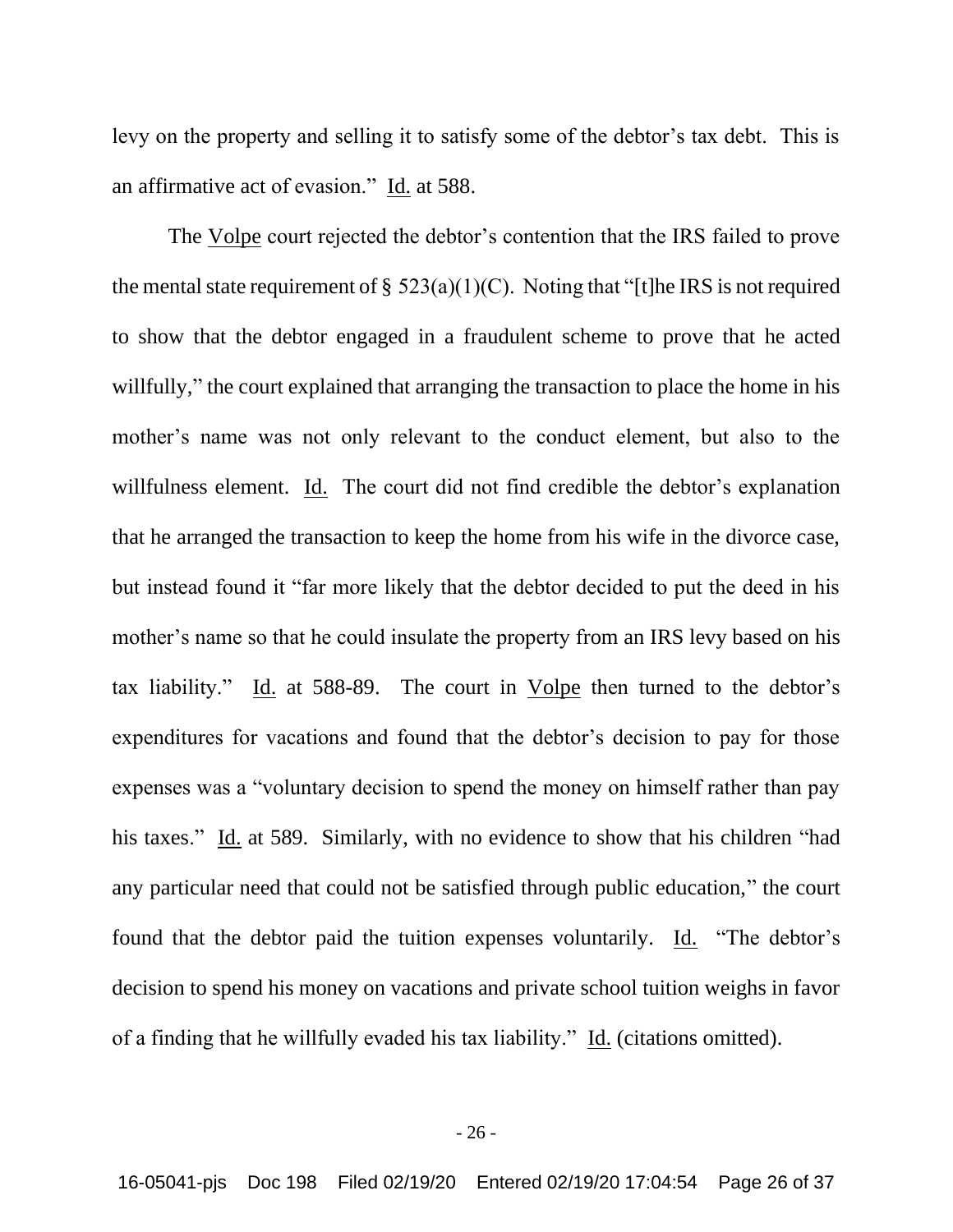levy on the property and selling it to satisfy some of the debtor's tax debt. This is an affirmative act of evasion." Id. at 588.

The Volpe court rejected the debtor's contention that the IRS failed to prove the mental state requirement of § 523(a)(1)(C). Noting that "[t]he IRS is not required to show that the debtor engaged in a fraudulent scheme to prove that he acted willfully," the court explained that arranging the transaction to place the home in his mother's name was not only relevant to the conduct element, but also to the willfulness element. Id. The court did not find credible the debtor's explanation that he arranged the transaction to keep the home from his wife in the divorce case, but instead found it "far more likely that the debtor decided to put the deed in his mother's name so that he could insulate the property from an IRS levy based on his tax liability." Id. at 588-89. The court in Volpe then turned to the debtor's expenditures for vacations and found that the debtor's decision to pay for those expenses was a "voluntary decision to spend the money on himself rather than pay his taxes." Id. at 589. Similarly, with no evidence to show that his children "had any particular need that could not be satisfied through public education," the court found that the debtor paid the tuition expenses voluntarily. Id. "The debtor's decision to spend his money on vacations and private school tuition weighs in favor of a finding that he willfully evaded his tax liability." Id. (citations omitted).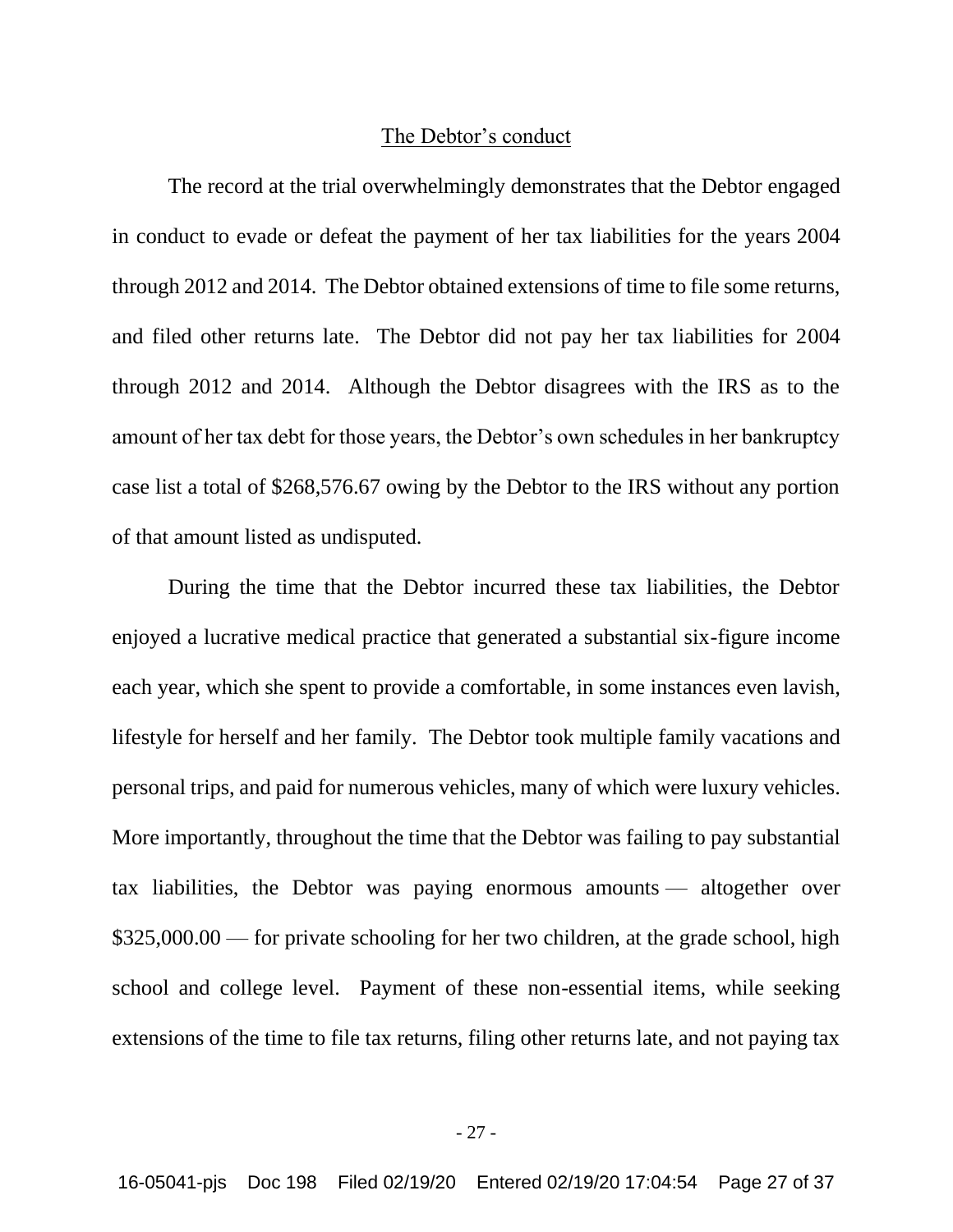The Debtor's conduct

The record at the trial overwhelmingly demonstrates that the Debtor engaged in conduct to evade or defeat the payment of her tax liabilities for the years 2004 through 2012 and 2014. The Debtor obtained extensions of time to file some returns, and filed other returns late. The Debtor did not pay her tax liabilities for 2004 through 2012 and 2014. Although the Debtor disagrees with the IRS as to the amount of her tax debt for those years, the Debtor's own schedules in her bankruptcy case list a total of $268,576.67 owing by the Debtor to the IRS without any portion of that amount listed as undisputed.

During the time that the Debtor incurred these tax liabilities, the Debtor enjoyed a lucrative medical practice that generated a substantial six-figure income each year, which she spent to provide a comfortable, in some instances even lavish, lifestyle for herself and her family. The Debtor took multiple family vacations and personal trips, and paid for numerous vehicles, many of which were luxury vehicles. More importantly, throughout the time that the Debtor was failing to pay substantial tax liabilities, the Debtor was paying enormous amounts — altogether over $325,000.00 — for private schooling for her two children, at the grade school, high school and college level. Payment of these non-essential items, while seeking extensions of the time to file tax returns, filing other returns late, and not paying tax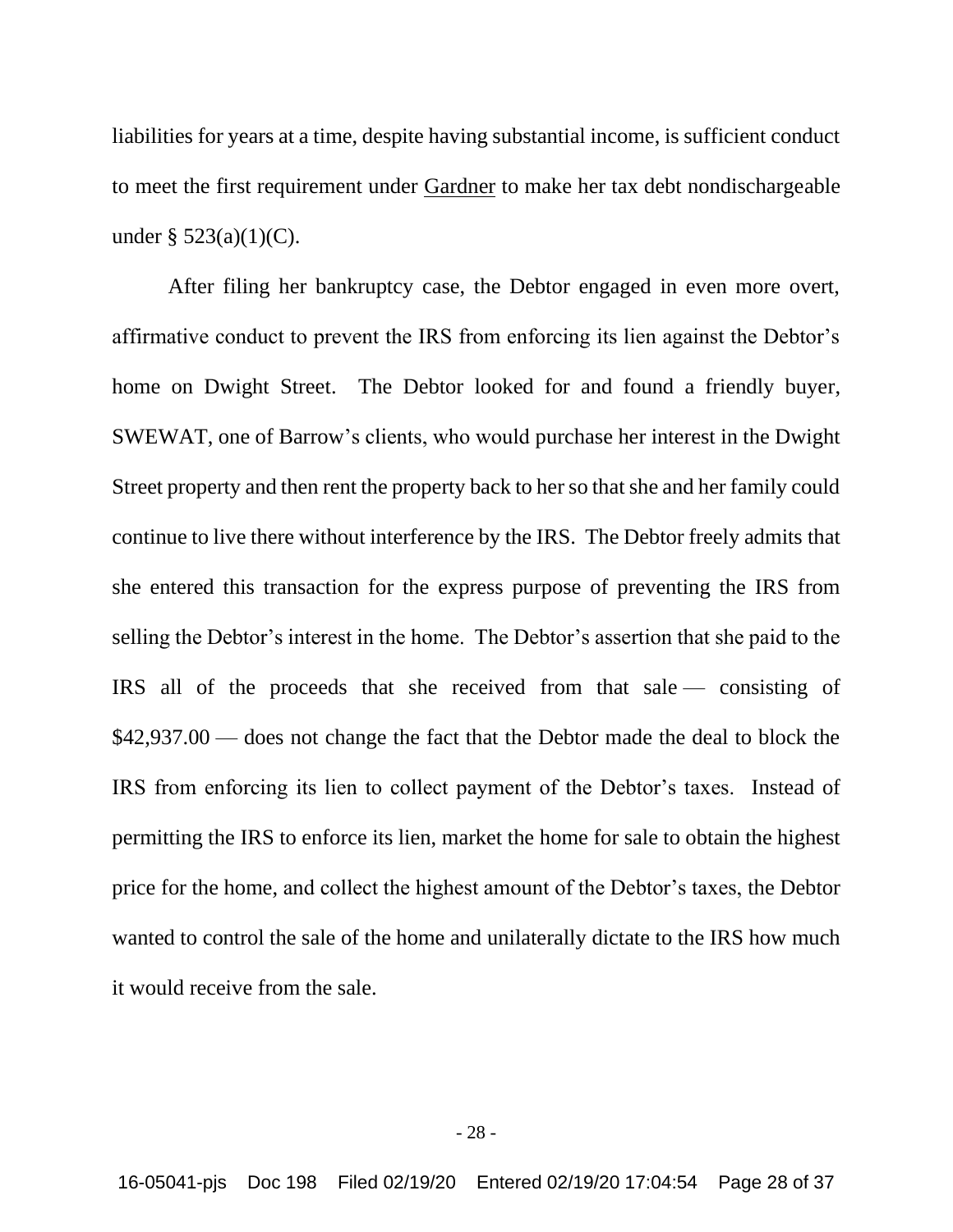liabilities for years at a time, despite having substantial income, is sufficient conduct to meet the first requirement under Gardner to make her tax debt nondischargeable under § 523(a)(1)(C).

After filing her bankruptcy case, the Debtor engaged in even more overt, affirmative conduct to prevent the IRS from enforcing its lien against the Debtor's home on Dwight Street. The Debtor looked for and found a friendly buyer, SWEWAT, one of Barrow's clients, who would purchase her interest in the Dwight Street property and then rent the property back to her so that she and her family could continue to live there without interference by the IRS. The Debtor freely admits that she entered this transaction for the express purpose of preventing the IRS from selling the Debtor's interest in the home. The Debtor's assertion that she paid to the IRS all of the proceeds that she received from that sale — consisting of $42,937.00 — does not change the fact that the Debtor made the deal to block the IRS from enforcing its lien to collect payment of the Debtor's taxes. Instead of permitting the IRS to enforce its lien, market the home for sale to obtain the highest price for the home, and collect the highest amount of the Debtor's taxes, the Debtor wanted to control the sale of the home and unilaterally dictate to the IRS how much it would receive from the sale.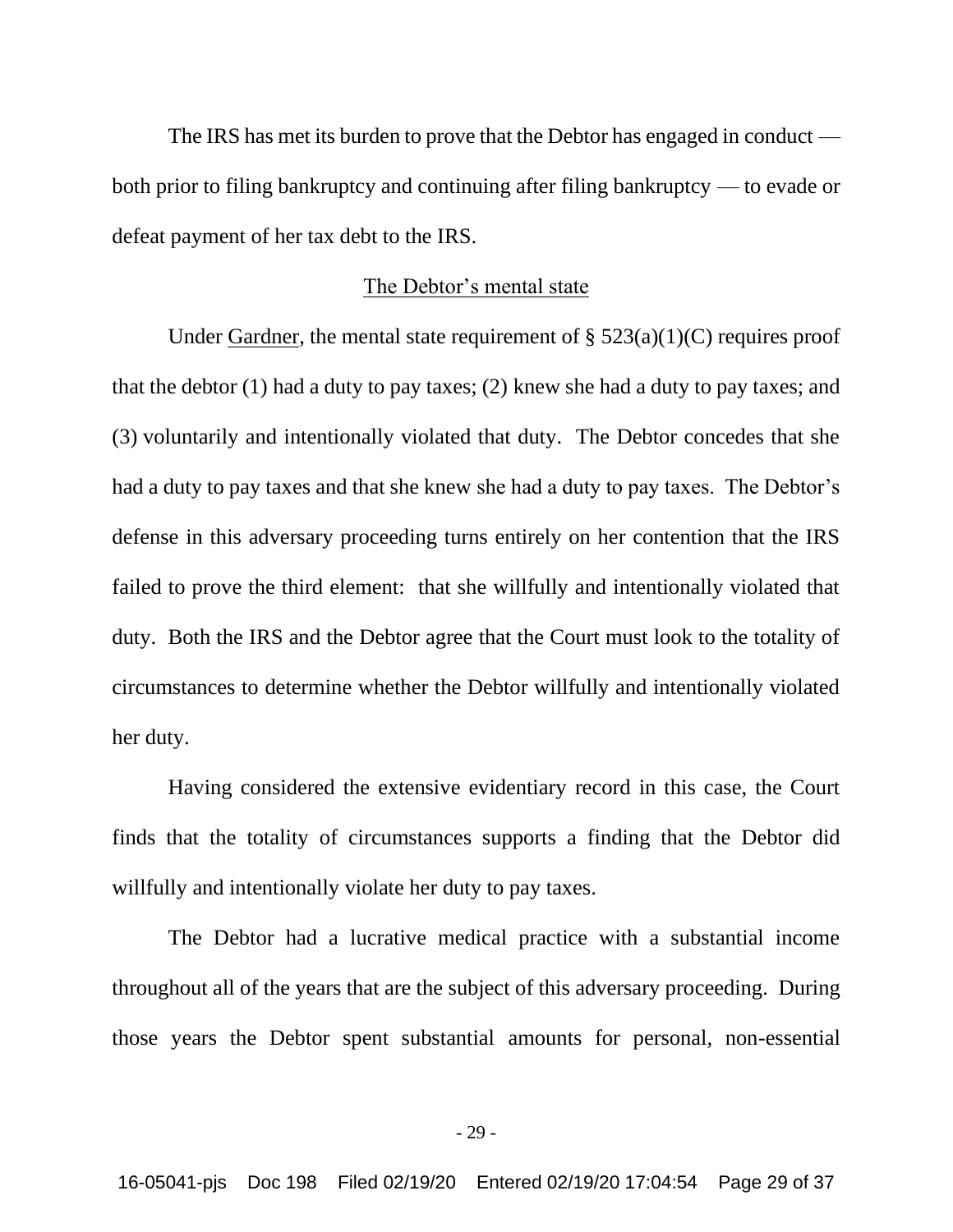The IRS has met its burden to prove that the Debtor has engaged in conduct — both prior to filing bankruptcy and continuing after filing bankruptcy — to evade or defeat payment of her tax debt to the IRS.

<u>The Debtor's mental state</u>

Under <u>Gardner</u>, the mental state requirement of § 523(a)(1)(C) requires proof that the debtor (1) had a duty to pay taxes; (2) knew she had a duty to pay taxes; and (3) voluntarily and intentionally violated that duty. The Debtor concedes that she had a duty to pay taxes and that she knew she had a duty to pay taxes. The Debtor's defense in this adversary proceeding turns entirely on her contention that the IRS failed to prove the third element: that she willfully and intentionally violated that duty. Both the IRS and the Debtor agree that the Court must look to the totality of circumstances to determine whether the Debtor willfully and intentionally violated her duty.

Having considered the extensive evidentiary record in this case, the Court finds that the totality of circumstances supports a finding that the Debtor did willfully and intentionally violate her duty to pay taxes.

The Debtor had a lucrative medical practice with a substantial income throughout all of the years that are the subject of this adversary proceeding. During those years the Debtor spent substantial amounts for personal, non-essential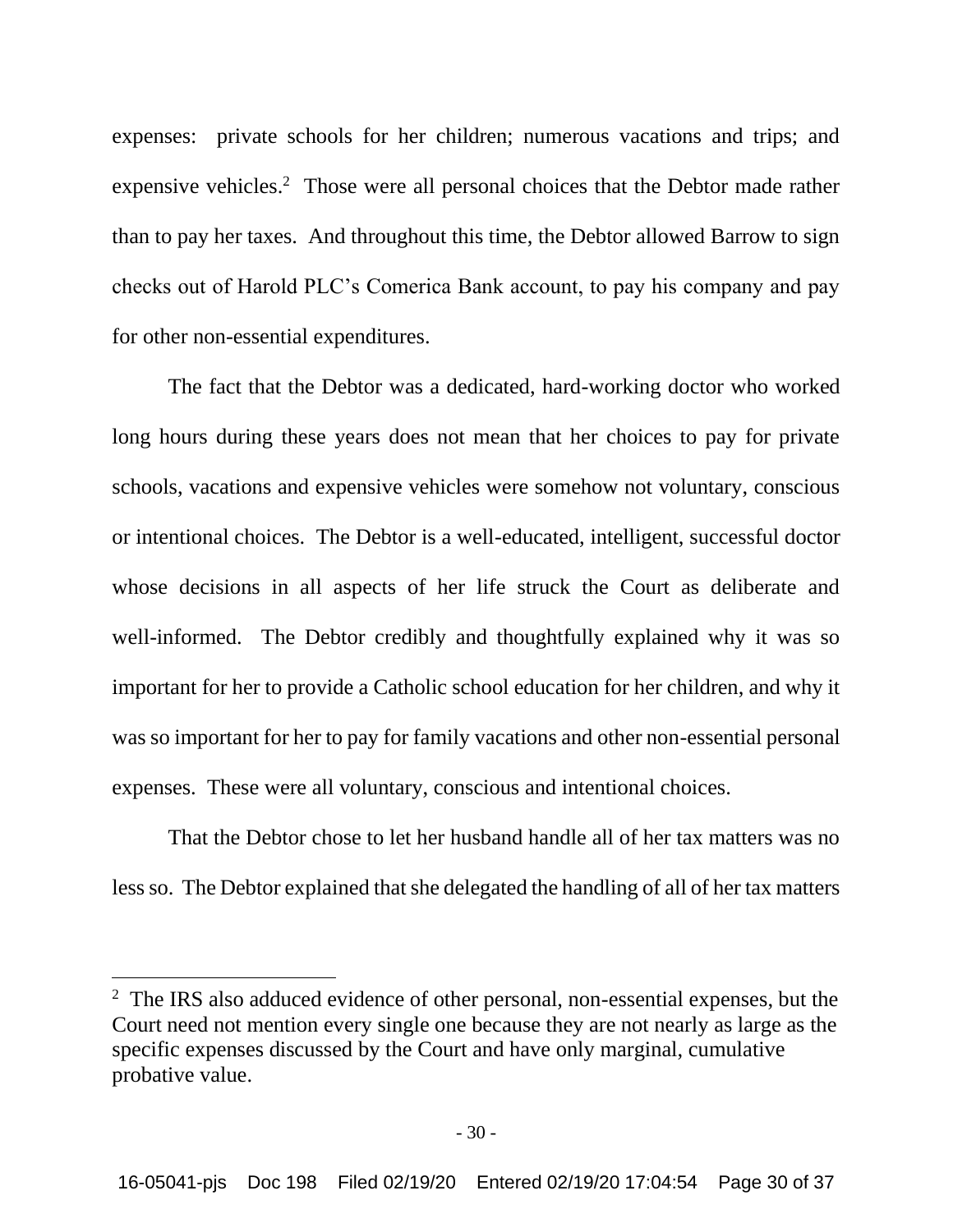expenses: private schools for her children; numerous vacations and trips; and expensive vehicles.[2] Those were all personal choices that the Debtor made rather than to pay her taxes. And throughout this time, the Debtor allowed Barrow to sign checks out of Harold PLC's Comerica Bank account, to pay his company and pay for other non-essential expenditures.

The fact that the Debtor was a dedicated, hard-working doctor who worked long hours during these years does not mean that her choices to pay for private schools, vacations and expensive vehicles were somehow not voluntary, conscious or intentional choices. The Debtor is a well-educated, intelligent, successful doctor whose decisions in all aspects of her life struck the Court as deliberate and well-informed. The Debtor credibly and thoughtfully explained why it was so important for her to provide a Catholic school education for her children, and why it was so important for her to pay for family vacations and other non-essential personal expenses. These were all voluntary, conscious and intentional choices.

That the Debtor chose to let her husband handle all of her tax matters was no less so. The Debtor explained that she delegated the handling of all of her tax matters

---

[2] The IRS also adduced evidence of other personal, non-essential expenses, but the Court need not mention every single one because they are not nearly as large as the specific expenses discussed by the Court and have only marginal, cumulative probative value.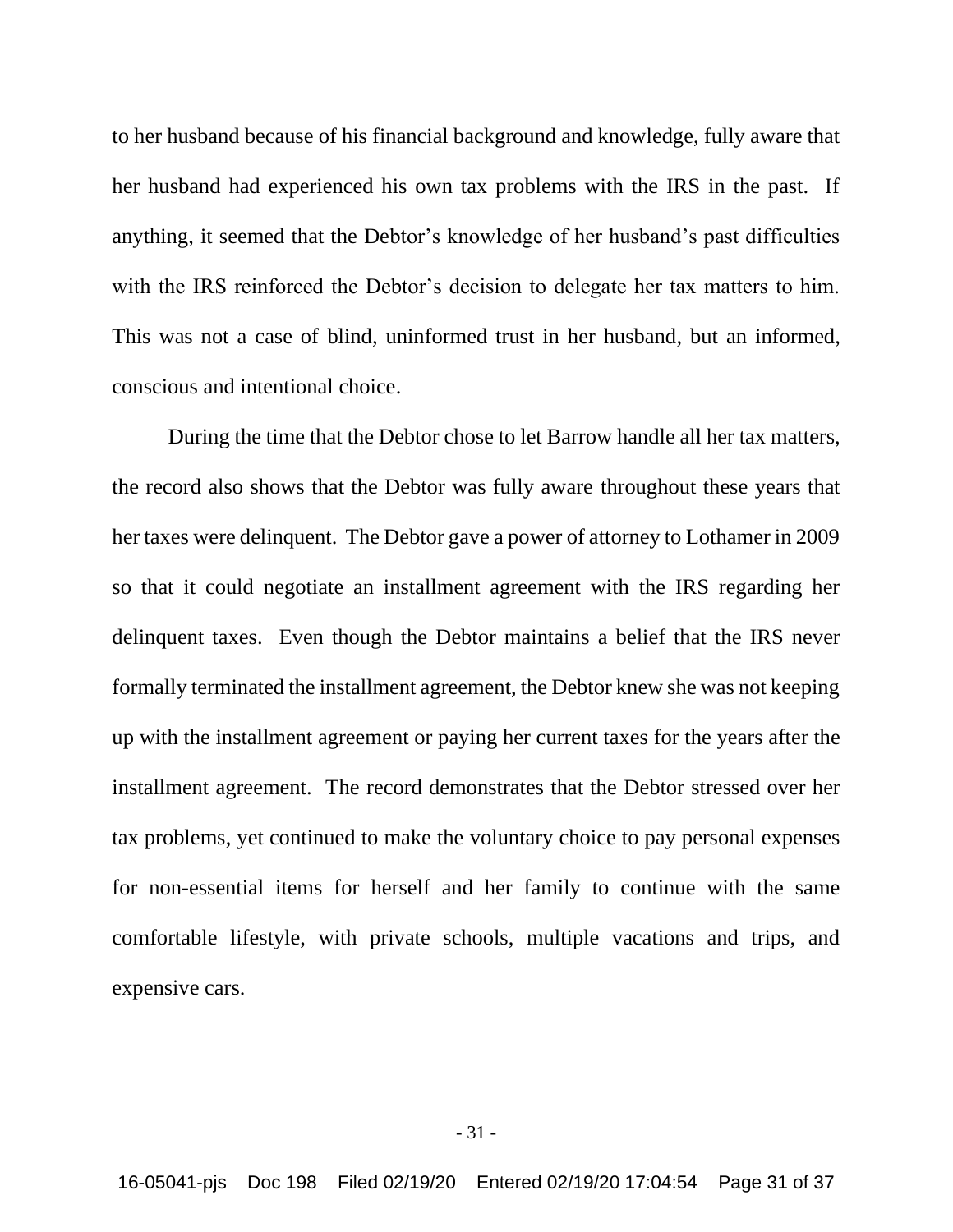to her husband because of his financial background and knowledge, fully aware that her husband had experienced his own tax problems with the IRS in the past. If anything, it seemed that the Debtor's knowledge of her husband's past difficulties with the IRS reinforced the Debtor's decision to delegate her tax matters to him. This was not a case of blind, uninformed trust in her husband, but an informed, conscious and intentional choice.

During the time that the Debtor chose to let Barrow handle all her tax matters, the record also shows that the Debtor was fully aware throughout these years that her taxes were delinquent. The Debtor gave a power of attorney to Lothamer in 2009 so that it could negotiate an installment agreement with the IRS regarding her delinquent taxes. Even though the Debtor maintains a belief that the IRS never formally terminated the installment agreement, the Debtor knew she was not keeping up with the installment agreement or paying her current taxes for the years after the installment agreement. The record demonstrates that the Debtor stressed over her tax problems, yet continued to make the voluntary choice to pay personal expenses for non-essential items for herself and her family to continue with the same comfortable lifestyle, with private schools, multiple vacations and trips, and expensive cars.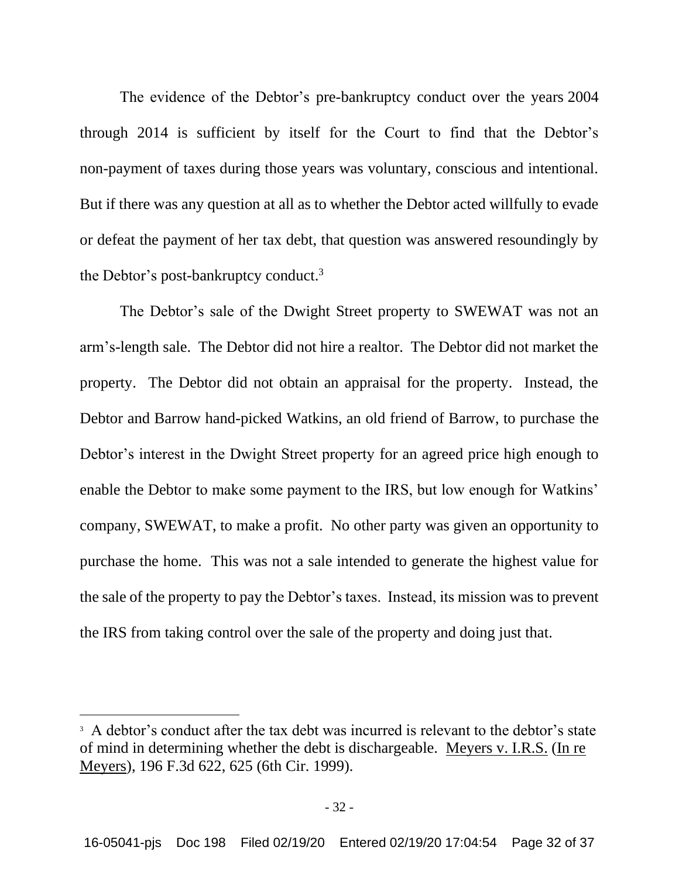The evidence of the Debtor's pre-bankruptcy conduct over the years 2004 through 2014 is sufficient by itself for the Court to find that the Debtor's non-payment of taxes during those years was voluntary, conscious and intentional. But if there was any question at all as to whether the Debtor acted willfully to evade or defeat the payment of her tax debt, that question was answered resoundingly by the Debtor's post-bankruptcy conduct.[3]

The Debtor's sale of the Dwight Street property to SWEWAT was not an arm's-length sale. The Debtor did not hire a realtor. The Debtor did not market the property. The Debtor did not obtain an appraisal for the property. Instead, the Debtor and Barrow hand-picked Watkins, an old friend of Barrow, to purchase the Debtor's interest in the Dwight Street property for an agreed price high enough to enable the Debtor to make some payment to the IRS, but low enough for Watkins' company, SWEWAT, to make a profit. No other party was given an opportunity to purchase the home. This was not a sale intended to generate the highest value for the sale of the property to pay the Debtor's taxes. Instead, its mission was to prevent the IRS from taking control over the sale of the property and doing just that.

---

[3] A debtor's conduct after the tax debt was incurred is relevant to the debtor's state of mind in determining whether the debt is dischargeable. Meyers v. I.R.S. (In re Meyers), 196 F.3d 622, 625 (6th Cir. 1999).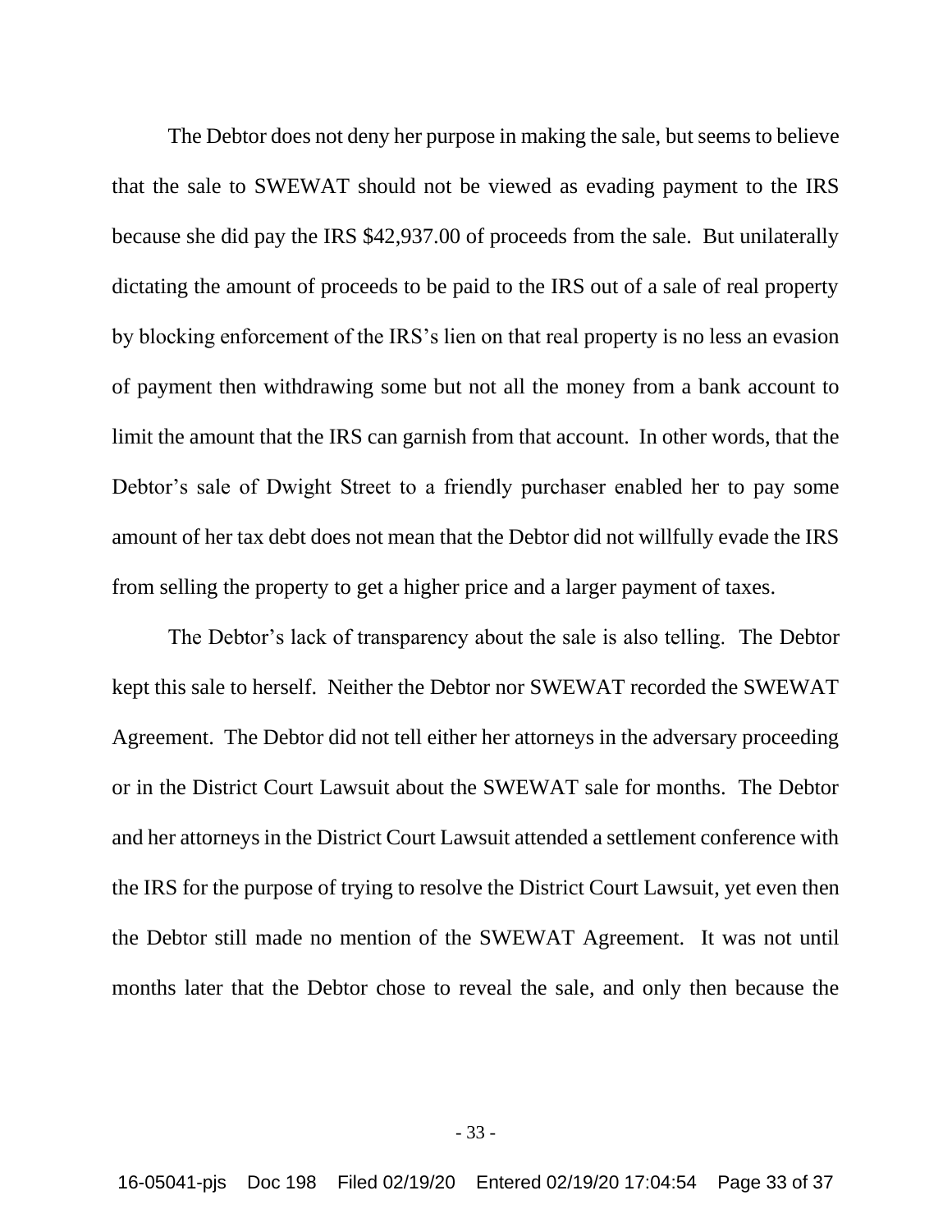The Debtor does not deny her purpose in making the sale, but seems to believe that the sale to SWEWAT should not be viewed as evading payment to the IRS because she did pay the IRS $42,937.00 of proceeds from the sale. But unilaterally dictating the amount of proceeds to be paid to the IRS out of a sale of real property by blocking enforcement of the IRS's lien on that real property is no less an evasion of payment then withdrawing some but not all the money from a bank account to limit the amount that the IRS can garnish from that account. In other words, that the Debtor's sale of Dwight Street to a friendly purchaser enabled her to pay some amount of her tax debt does not mean that the Debtor did not willfully evade the IRS from selling the property to get a higher price and a larger payment of taxes.

The Debtor's lack of transparency about the sale is also telling. The Debtor kept this sale to herself. Neither the Debtor nor SWEWAT recorded the SWEWAT Agreement. The Debtor did not tell either her attorneys in the adversary proceeding or in the District Court Lawsuit about the SWEWAT sale for months. The Debtor and her attorneys in the District Court Lawsuit attended a settlement conference with the IRS for the purpose of trying to resolve the District Court Lawsuit, yet even then the Debtor still made no mention of the SWEWAT Agreement. It was not until months later that the Debtor chose to reveal the sale, and only then because the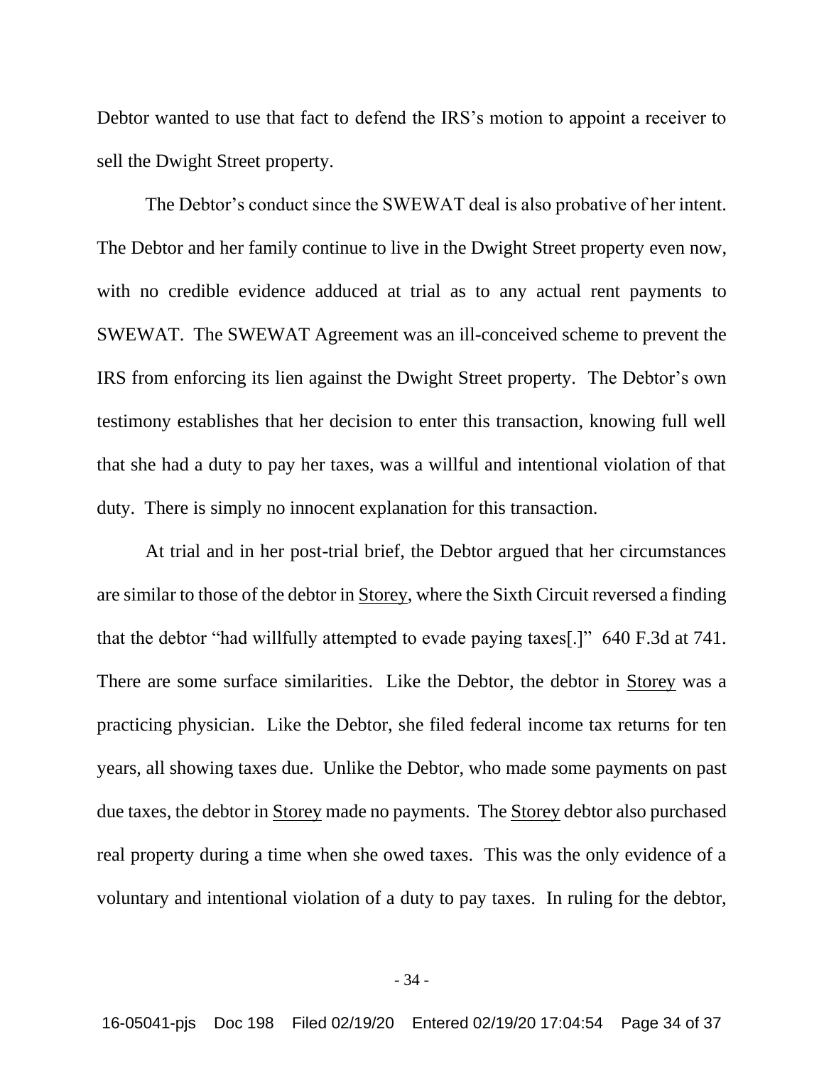Debtor wanted to use that fact to defend the IRS's motion to appoint a receiver to sell the Dwight Street property.

The Debtor's conduct since the SWEWAT deal is also probative of her intent. The Debtor and her family continue to live in the Dwight Street property even now, with no credible evidence adduced at trial as to any actual rent payments to SWEWAT. The SWEWAT Agreement was an ill-conceived scheme to prevent the IRS from enforcing its lien against the Dwight Street property. The Debtor's own testimony establishes that her decision to enter this transaction, knowing full well that she had a duty to pay her taxes, was a willful and intentional violation of that duty. There is simply no innocent explanation for this transaction.

At trial and in her post-trial brief, the Debtor argued that her circumstances are similar to those of the debtor in Storey, where the Sixth Circuit reversed a finding that the debtor "had willfully attempted to evade paying taxes[.]" 640 F.3d at 741. There are some surface similarities. Like the Debtor, the debtor in Storey was a practicing physician. Like the Debtor, she filed federal income tax returns for ten years, all showing taxes due. Unlike the Debtor, who made some payments on past due taxes, the debtor in Storey made no payments. The Storey debtor also purchased real property during a time when she owed taxes. This was the only evidence of a voluntary and intentional violation of a duty to pay taxes. In ruling for the debtor,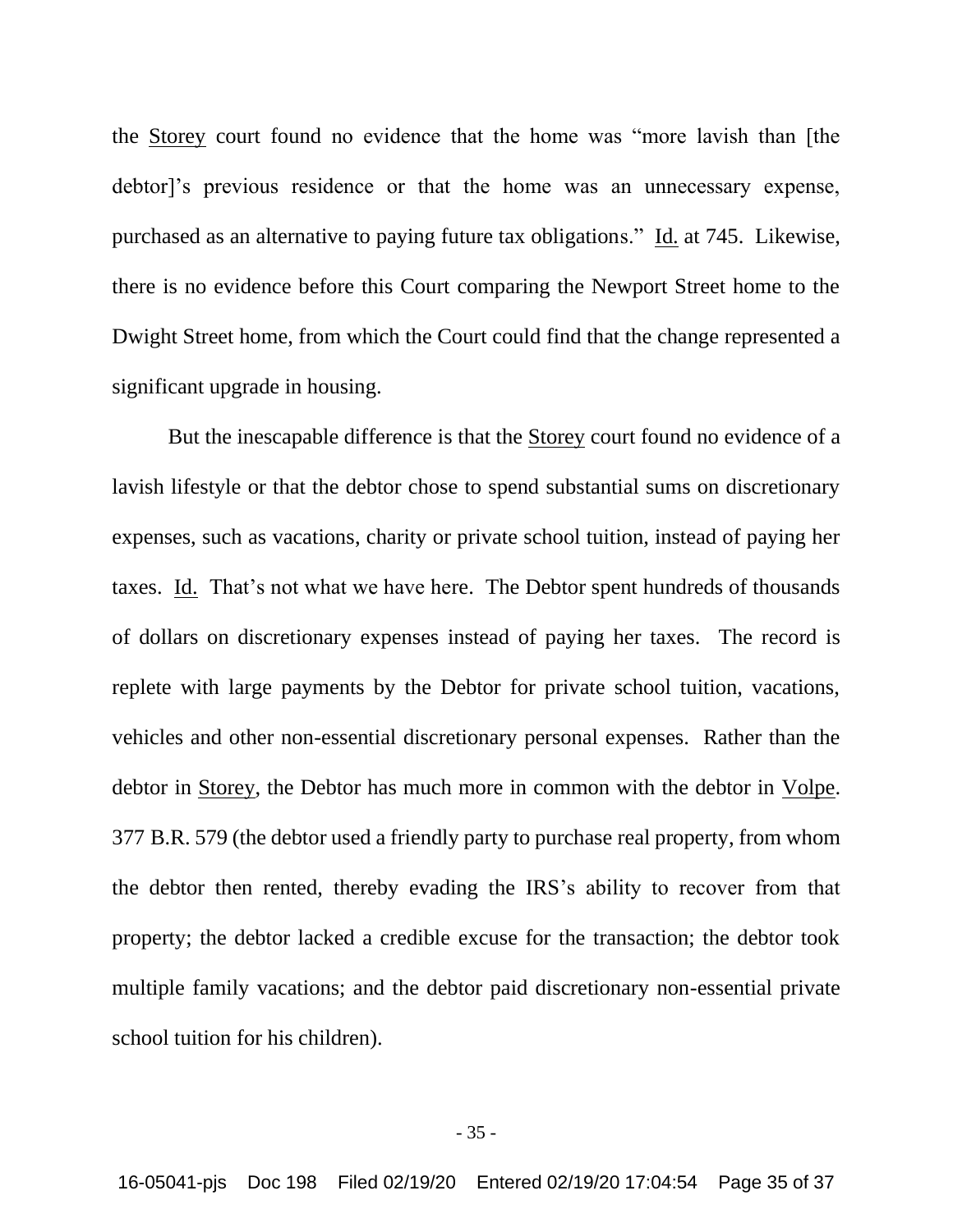the Storey court found no evidence that the home was "more lavish than [the debtor]'s previous residence or that the home was an unnecessary expense, purchased as an alternative to paying future tax obligations." Id. at 745. Likewise, there is no evidence before this Court comparing the Newport Street home to the Dwight Street home, from which the Court could find that the change represented a significant upgrade in housing.

But the inescapable difference is that the Storey court found no evidence of a lavish lifestyle or that the debtor chose to spend substantial sums on discretionary expenses, such as vacations, charity or private school tuition, instead of paying her taxes. Id. That's not what we have here. The Debtor spent hundreds of thousands of dollars on discretionary expenses instead of paying her taxes. The record is replete with large payments by the Debtor for private school tuition, vacations, vehicles and other non-essential discretionary personal expenses. Rather than the debtor in Storey, the Debtor has much more in common with the debtor in Volpe. 377 B.R. 579 (the debtor used a friendly party to purchase real property, from whom the debtor then rented, thereby evading the IRS's ability to recover from that property; the debtor lacked a credible excuse for the transaction; the debtor took multiple family vacations; and the debtor paid discretionary non-essential private school tuition for his children).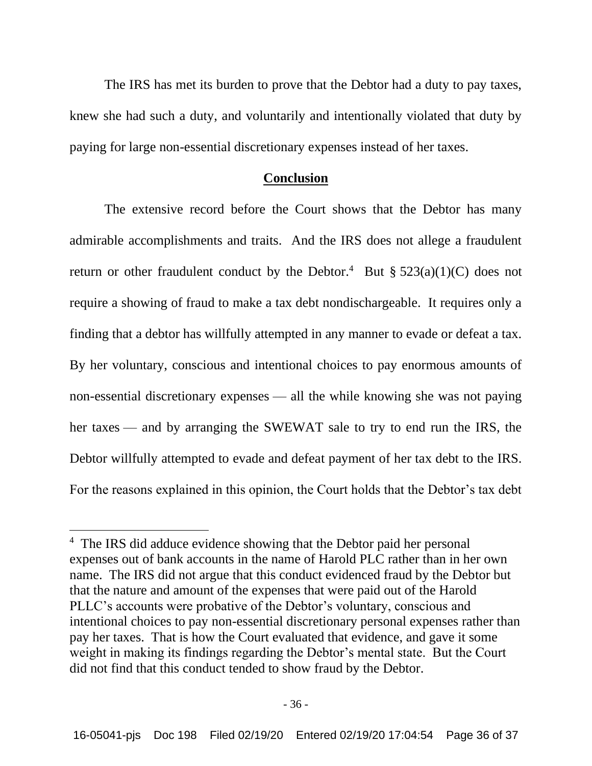The IRS has met its burden to prove that the Debtor had a duty to pay taxes, knew she had such a duty, and voluntarily and intentionally violated that duty by paying for large non-essential discretionary expenses instead of her taxes.

## **Conclusion**

The extensive record before the Court shows that the Debtor has many admirable accomplishments and traits. And the IRS does not allege a fraudulent return or other fraudulent conduct by the Debtor.[4] But § 523(a)(1)(C) does not require a showing of fraud to make a tax debt nondischargeable. It requires only a finding that a debtor has willfully attempted in any manner to evade or defeat a tax. By her voluntary, conscious and intentional choices to pay enormous amounts of non-essential discretionary expenses — all the while knowing she was not paying her taxes — and by arranging the SWEWAT sale to try to end run the IRS, the Debtor willfully attempted to evade and defeat payment of her tax debt to the IRS. For the reasons explained in this opinion, the Court holds that the Debtor's tax debt

[4] The IRS did adduce evidence showing that the Debtor paid her personal expenses out of bank accounts in the name of Harold PLC rather than in her own name. The IRS did not argue that this conduct evidenced fraud by the Debtor but that the nature and amount of the expenses that were paid out of the Harold PLLC's accounts were probative of the Debtor's voluntary, conscious and intentional choices to pay non-essential discretionary personal expenses rather than pay her taxes. That is how the Court evaluated that evidence, and gave it some weight in making its findings regarding the Debtor's mental state. But the Court did not find that this conduct tended to show fraud by the Debtor.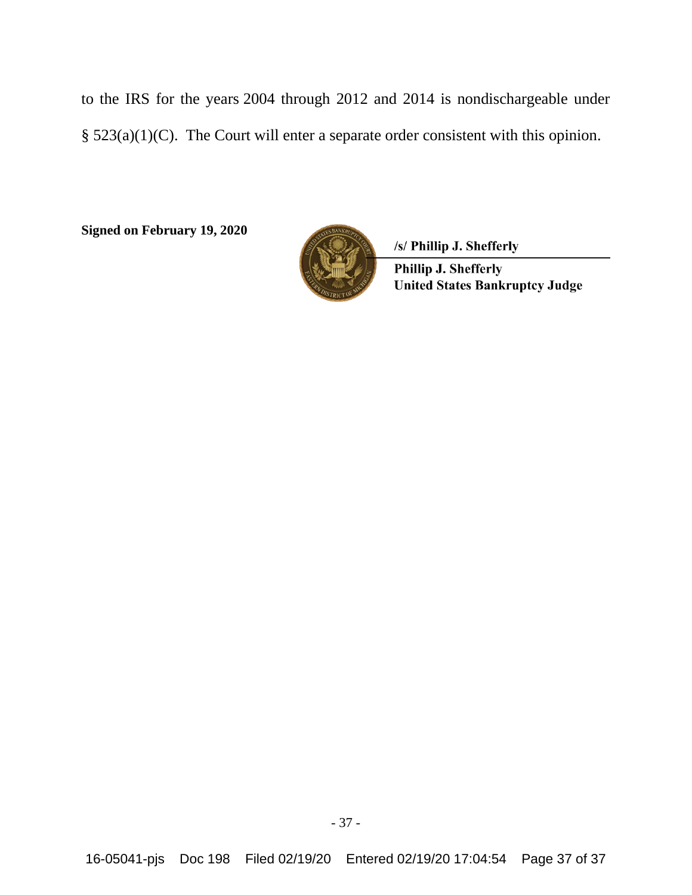to the IRS for the years 2004 through 2012 and 2014 is nondischargeable under § 523(a)(1)(C). The Court will enter a separate order consistent with this opinion.

**Signed on February 19, 2020**

**/s/ Phillip J. Shefferly**

**Phillip J. Shefferly**
**United States Bankruptcy Judge**